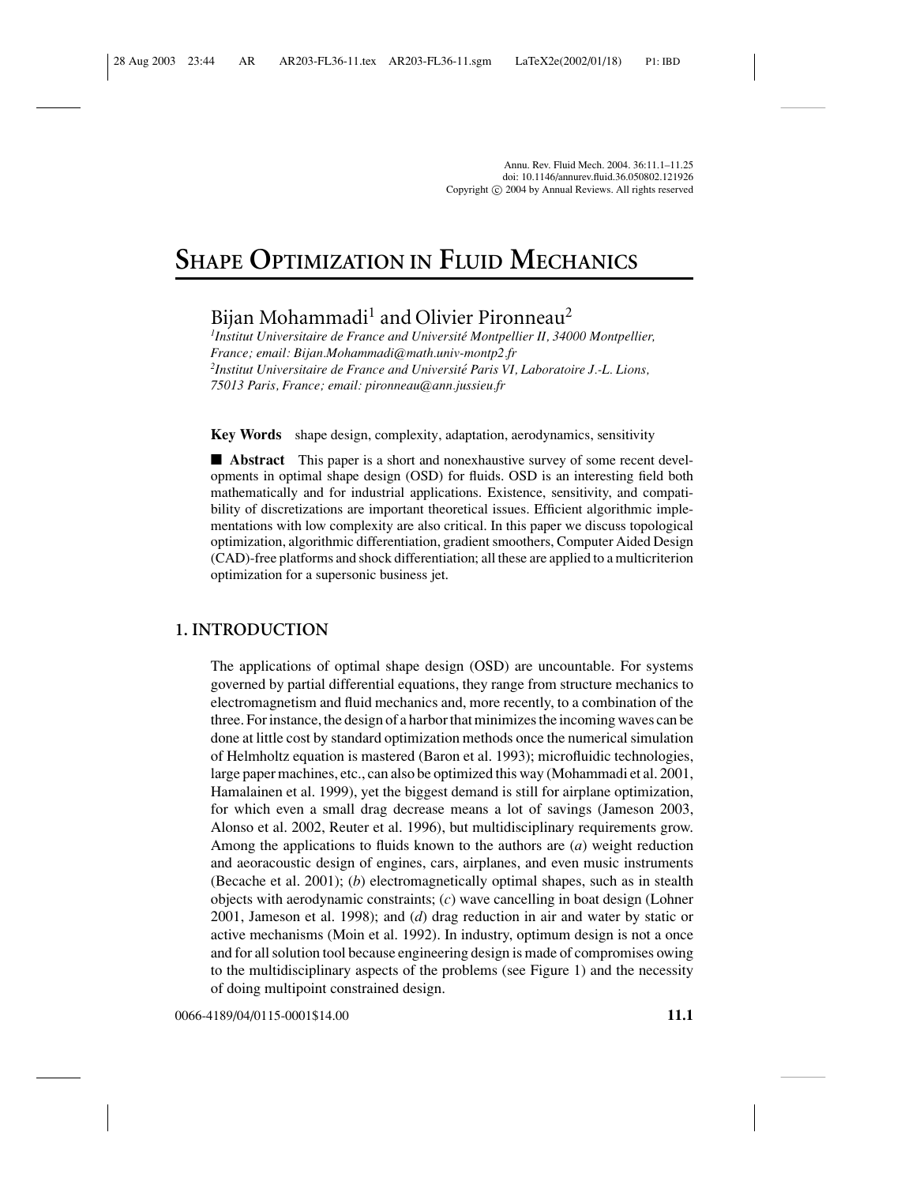# SHAPE OPTIMIZATION IN FLUID MECHANICS

Bijan Mohammadi[1] and Olivier Pironneau[2]

[1]*Institut Universitaire de France and Université Montpellier II, 34000 Montpellier, France; email: Bijan.Mohammadi@math.univ-montp2.fr*

[2]*Institut Universitaire de France and Université Paris VI, Laboratoire J.-L. Lions, 75013 Paris, France; email: pironneau@ann.jussieu.fr*

**Key Words** shape design, complexity, adaptation, aerodynamics, sensitivity

■ **Abstract** This paper is a short and nonexhaustive survey of some recent developments in optimal shape design (OSD) for fluids. OSD is an interesting field both mathematically and for industrial applications. Existence, sensitivity, and compatibility of discretizations are important theoretical issues. Efficient algorithmic implementations with low complexity are also critical. In this paper we discuss topological optimization, algorithmic differentiation, gradient smoothers, Computer Aided Design (CAD)-free platforms and shock differentiation; all these are applied to a multicriterion optimization for a supersonic business jet.

## 1. INTRODUCTION

The applications of optimal shape design (OSD) are uncountable. For systems governed by partial differential equations, they range from structure mechanics to electromagnetism and fluid mechanics and, more recently, to a combination of the three. For instance, the design of a harbor that minimizes the incoming waves can be done at little cost by standard optimization methods once the numerical simulation of Helmholtz equation is mastered (Baron et al. 1993); microfluidic technologies, large paper machines, etc., can also be optimized this way (Mohammadi et al. 2001, Hamalainen et al. 1999), yet the biggest demand is still for airplane optimization, for which even a small drag decrease means a lot of savings (Jameson 2003, Alonso et al. 2002, Reuter et al. 1996), but multidisciplinary requirements grow. Among the applications to fluids known to the authors are (*a*) weight reduction and aeroacoustic design of engines, cars, airplanes, and even music instruments (Becache et al. 2001); (*b*) electromagnetically optimal shapes, such as in stealth objects with aerodynamic constraints; (*c*) wave cancelling in boat design (Lohner 2001, Jameson et al. 1998); and (*d*) drag reduction in air and water by static or active mechanisms (Moin et al. 1992). In industry, optimum design is not a once and for all solution tool because engineering design is made of compromises owing to the multidisciplinary aspects of the problems (see Figure 1) and the necessity of doing multipoint constrained design.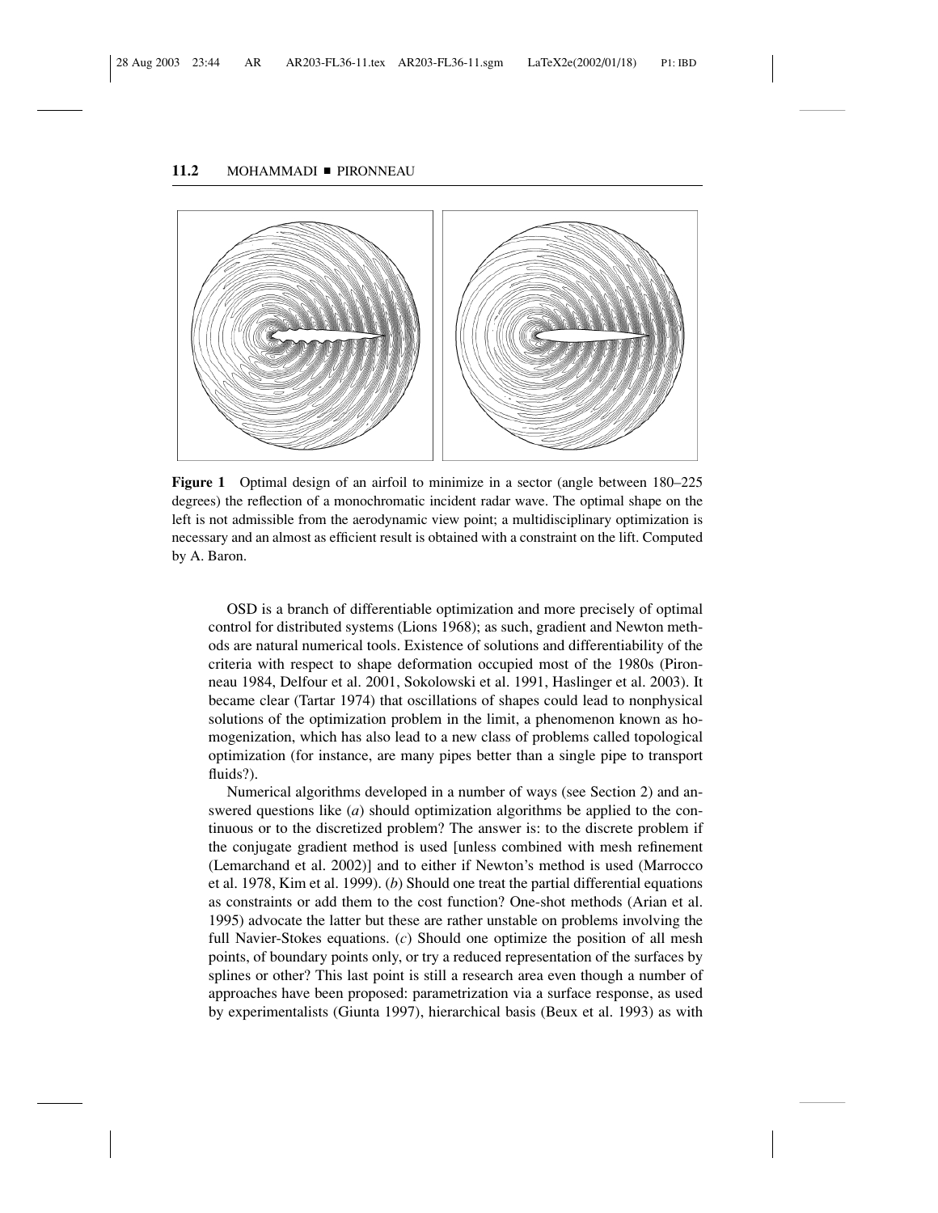**Figure 1** Optimal design of an airfoil to minimize in a sector (angle between 180–225 degrees) the reflection of a monochromatic incident radar wave. The optimal shape on the left is not admissible from the aerodynamic view point; a multidisciplinary optimization is necessary and an almost as efficient result is obtained with a constraint on the lift. Computed by A. Baron.

OSD is a branch of differentiable optimization and more precisely of optimal control for distributed systems (Lions 1968); as such, gradient and Newton methods are natural numerical tools. Existence of solutions and differentiability of the criteria with respect to shape deformation occupied most of the 1980s (Pironneau 1984, Delfour et al. 2001, Sokolowski et al. 1991, Haslinger et al. 2003). It became clear (Tartar 1974) that oscillations of shapes could lead to nonphysical solutions of the optimization problem in the limit, a phenomenon known as homogenization, which has also lead to a new class of problems called topological optimization (for instance, are many pipes better than a single pipe to transport fluids?).

Numerical algorithms developed in a number of ways (see Section 2) and answered questions like (*a*) should optimization algorithms be applied to the continuous or to the discretized problem? The answer is: to the discrete problem if the conjugate gradient method is used [unless combined with mesh refinement (Lemarchand et al. 2002)] and to either if Newton's method is used (Marrocco et al. 1978, Kim et al. 1999). (*b*) Should one treat the partial differential equations as constraints or add them to the cost function? One-shot methods (Arian et al. 1995) advocate the latter but these are rather unstable on problems involving the full Navier-Stokes equations. (*c*) Should one optimize the position of all mesh points, of boundary points only, or try a reduced representation of the surfaces by splines or other? This last point is still a research area even though a number of approaches have been proposed: parametrization via a surface response, as used by experimentalists (Giunta 1997), hierarchical basis (Beux et al. 1993) as with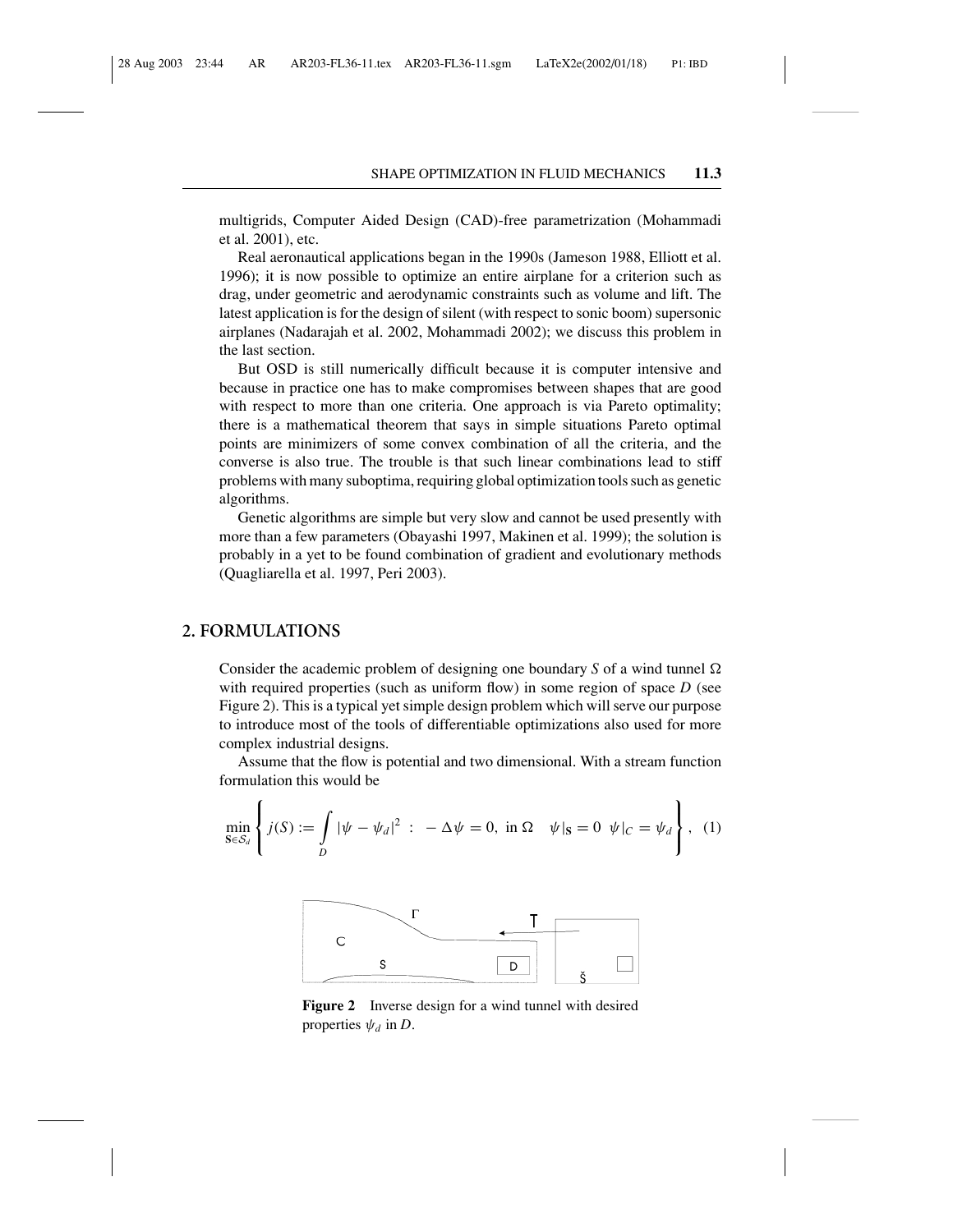multigrids, Computer Aided Design (CAD)-free parametrization (Mohammadi et al. 2001), etc.

Real aeronautical applications began in the 1990s (Jameson 1988, Elliott et al. 1996); it is now possible to optimize an entire airplane for a criterion such as drag, under geometric and aerodynamic constraints such as volume and lift. The latest application is for the design of silent (with respect to sonic boom) supersonic airplanes (Nadarajah et al. 2002, Mohammadi 2002); we discuss this problem in the last section.

But OSD is still numerically difficult because it is computer intensive and because in practice one has to make compromises between shapes that are good with respect to more than one criteria. One approach is via Pareto optimality; there is a mathematical theorem that says in simple situations Pareto optimal points are minimizers of some convex combination of all the criteria, and the converse is also true. The trouble is that such linear combinations lead to stiff problems with many suboptima, requiring global optimization tools such as genetic algorithms.

Genetic algorithms are simple but very slow and cannot be used presently with more than a few parameters (Obayashi 1997, Makinen et al. 1999); the solution is probably in a yet to be found combination of gradient and evolutionary methods (Quagliarella et al. 1997, Peri 2003).

## 2. FORMULATIONS

Consider the academic problem of designing one boundary $S$ of a wind tunnel $\Omega$ with required properties (such as uniform flow) in some region of space $D$ (see Figure 2). This is a typical yet simple design problem which will serve our purpose to introduce most of the tools of differentiable optimizations also used for more complex industrial designs.

Assume that the flow is potential and two dimensional. With a stream function formulation this would be

$$\min_{\mathbf{S}\in\mathcal{S}_d}\left\{ j(S) := \int_D |\psi - \psi_d|^2 \ : \ -\Delta\psi = 0, \text{ in } \Omega \quad \psi|_{\mathbf{S}} = 0 \ \ \psi|_C = \psi_d \right\}, \quad (1)$$

**Figure 2** Inverse design for a wind tunnel with desired properties $\psi_d$ in $D$.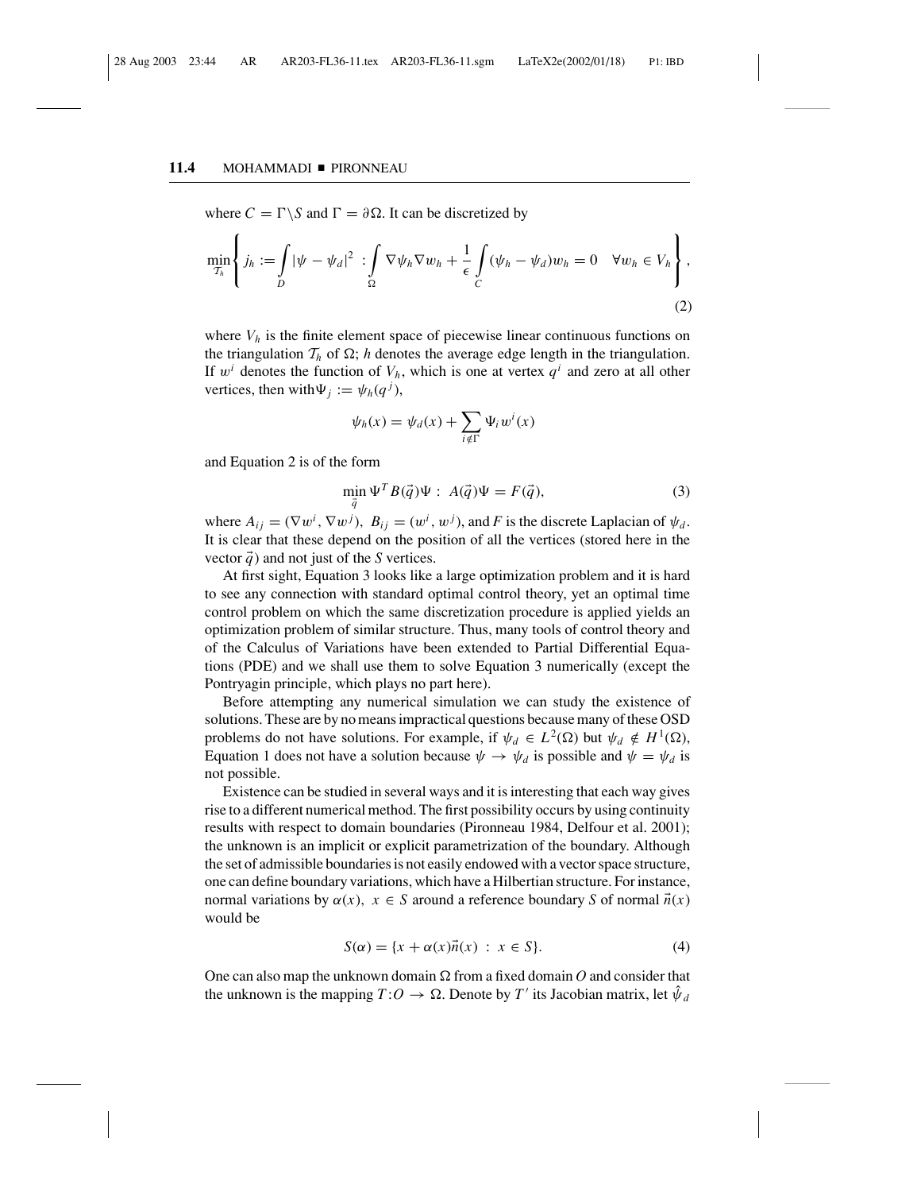where $C = \Gamma \backslash S$ and $\Gamma = \partial\Omega$. It can be discretized by

$$\min_{\mathcal{T}_h} \left\{ j_h := \int_D |\psi - \psi_d|^2 \; : \int_\Omega \nabla\psi_h \nabla w_h + \frac{1}{\epsilon} \int_C (\psi_h - \psi_d) w_h = 0 \quad \forall w_h \in V_h \right\}, \tag{2}$$

where $V_h$ is the finite element space of piecewise linear continuous functions on the triangulation $\mathcal{T}_h$ of $\Omega$; $h$ denotes the average edge length in the triangulation. If $w^i$ denotes the function of $V_h$, which is one at vertex $q^i$ and zero at all other vertices, then with $\Psi_j := \psi_h(q^j)$,

$$\psi_h(x) = \psi_d(x) + \sum_{i \notin \Gamma} \Psi_i w^i(x)$$

and Equation 2 is of the form

$$\min_{\vec{q}} \Psi^T B(\vec{q}) \Psi \; : \; A(\vec{q}) \Psi = F(\vec{q}), \tag{3}$$

where $A_{ij} = (\nabla w^i, \nabla w^j)$, $B_{ij} = (w^i, w^j)$, and $F$ is the discrete Laplacian of $\psi_d$. It is clear that these depend on the position of all the vertices (stored here in the vector $\vec{q}$) and not just of the $S$ vertices.

At first sight, Equation 3 looks like a large optimization problem and it is hard to see any connection with standard optimal control theory, yet an optimal time control problem on which the same discretization procedure is applied yields an optimization problem of similar structure. Thus, many tools of control theory and of the Calculus of Variations have been extended to Partial Differential Equations (PDE) and we shall use them to solve Equation 3 numerically (except the Pontryagin principle, which plays no part here).

Before attempting any numerical simulation we can study the existence of solutions. These are by no means impractical questions because many of these OSD problems do not have solutions. For example, if $\psi_d \in L^2(\Omega)$ but $\psi_d \notin H^1(\Omega)$, Equation 1 does not have a solution because $\psi \to \psi_d$ is possible and $\psi = \psi_d$ is not possible.

Existence can be studied in several ways and it is interesting that each way gives rise to a different numerical method. The first possibility occurs by using continuity results with respect to domain boundaries (Pironneau 1984, Delfour et al. 2001); the unknown is an implicit or explicit parametrization of the boundary. Although the set of admissible boundaries is not easily endowed with a vector space structure, one can define boundary variations, which have a Hilbertian structure. For instance, normal variations by $\alpha(x)$, $x \in S$ around a reference boundary $S$ of normal $\vec{n}(x)$ would be

$$S(\alpha) = \{x + \alpha(x)\vec{n}(x) \; : \; x \in S\}. \tag{4}$$

One can also map the unknown domain $\Omega$ from a fixed domain $O$ and consider that the unknown is the mapping $T : O \to \Omega$. Denote by $T'$ its Jacobian matrix, let $\hat{\psi}_d$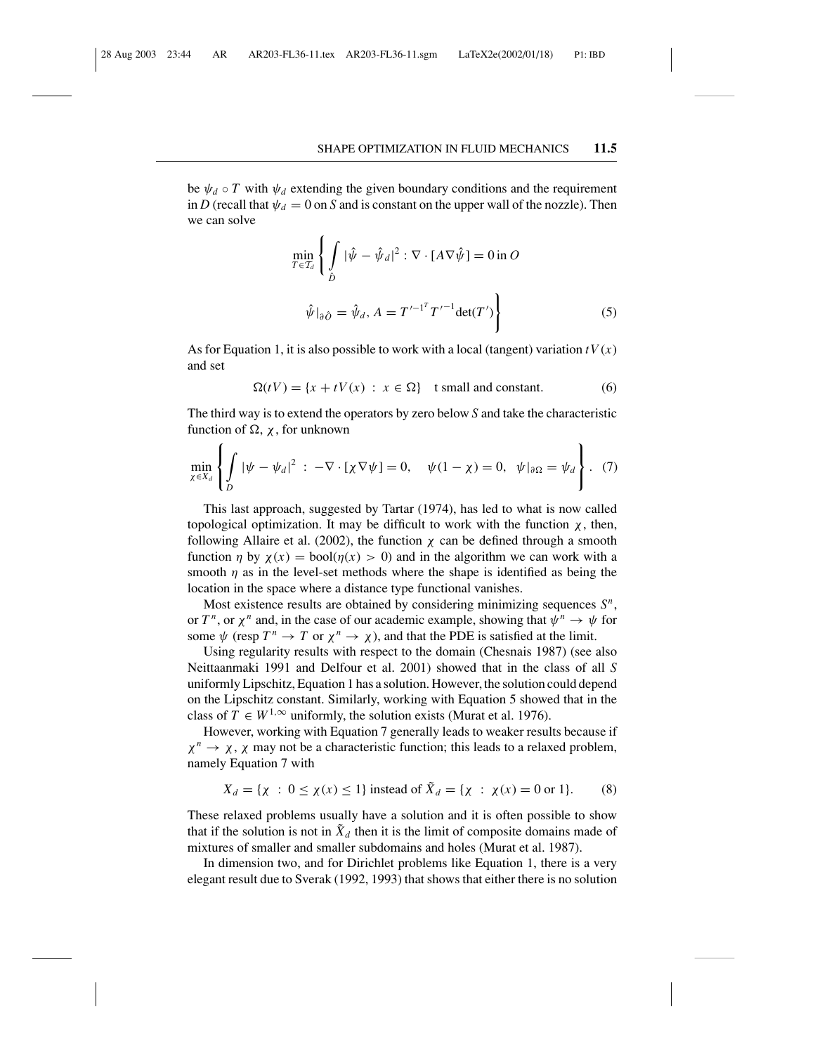be $\psi_d \circ T$ with $\psi_d$ extending the given boundary conditions and the requirement in $D$ (recall that $\psi_d = 0$ on $S$ and is constant on the upper wall of the nozzle). Then we can solve

$$\min_{T \in \mathcal{T}_d} \left\{ \int_{\hat{D}} |\hat{\psi} - \hat{\psi}_d|^2 : \nabla \cdot [A \nabla \hat{\psi}] = 0 \text{ in } O \right.$$
$$\left. \hat{\psi}|_{\partial \hat{O}} = \hat{\psi}_d,\ A = T'^{-1^T} T'^{-1} \det(T') \right\} \tag{5}$$

As for Equation 1, it is also possible to work with a local (tangent) variation $tV(x)$ and set

$$\Omega(tV) = \{x + tV(x) \ : \ x \in \Omega\} \quad \text{t small and constant.} \tag{6}$$

The third way is to extend the operators by zero below $S$ and take the characteristic function of $\Omega$, $\chi$, for unknown

$$\min_{\chi \in X_d} \left\{ \int_D |\psi - \psi_d|^2 \ : \ -\nabla \cdot [\chi \nabla \psi] = 0, \quad \psi(1 - \chi) = 0, \ \ \psi|_{\partial \Omega} = \psi_d \right\}. \tag{7}$$

This last approach, suggested by Tartar (1974), has led to what is now called topological optimization. It may be difficult to work with the function $\chi$, then, following Allaire et al. (2002), the function $\chi$ can be defined through a smooth function $\eta$ by $\chi(x) = \text{bool}(\eta(x) > 0)$ and in the algorithm we can work with a smooth $\eta$ as in the level-set methods where the shape is identified as being the location in the space where a distance type functional vanishes.

Most existence results are obtained by considering minimizing sequences $S^n$, or $T^n$, or $\chi^n$ and, in the case of our academic example, showing that $\psi^n \to \psi$ for some $\psi$ (resp $T^n \to T$ or $\chi^n \to \chi$), and that the PDE is satisfied at the limit.

Using regularity results with respect to the domain (Chesnais 1987) (see also Neittaanmaki 1991 and Delfour et al. 2001) showed that in the class of all $S$ uniformly Lipschitz, Equation 1 has a solution. However, the solution could depend on the Lipschitz constant. Similarly, working with Equation 5 showed that in the class of $T \in W^{1,\infty}$ uniformly, the solution exists (Murat et al. 1976).

However, working with Equation 7 generally leads to weaker results because if $\chi^n \to \chi$, $\chi$ may not be a characteristic function; this leads to a relaxed problem, namely Equation 7 with

$$X_d = \{\chi \ : \ 0 \leq \chi(x) \leq 1\} \text{ instead of } \tilde{X}_d = \{\chi \ : \ \chi(x) = 0 \text{ or } 1\}. \tag{8}$$

These relaxed problems usually have a solution and it is often possible to show that if the solution is not in $\tilde{X}_d$ then it is the limit of composite domains made of mixtures of smaller and smaller subdomains and holes (Murat et al. 1987).

In dimension two, and for Dirichlet problems like Equation 1, there is a very elegant result due to Sverak (1992, 1993) that shows that either there is no solution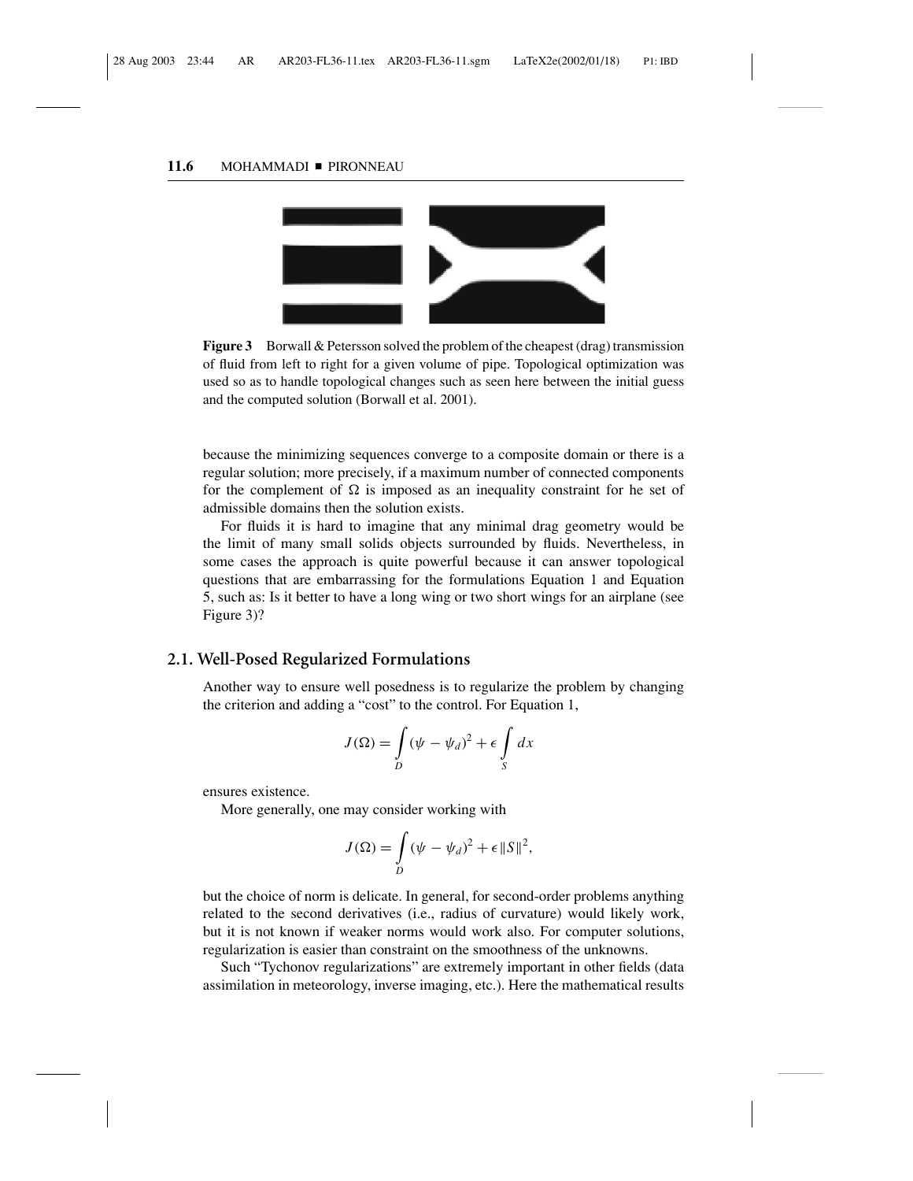**Figure 3** Borwall & Petersson solved the problem of the cheapest (drag) transmission of fluid from left to right for a given volume of pipe. Topological optimization was used so as to handle topological changes such as seen here between the initial guess and the computed solution (Borwall et al. 2001).

because the minimizing sequences converge to a composite domain or there is a regular solution; more precisely, if a maximum number of connected components for the complement of $\Omega$ is imposed as an inequality constraint for he set of admissible domains then the solution exists.

For fluids it is hard to imagine that any minimal drag geometry would be the limit of many small solids objects surrounded by fluids. Nevertheless, in some cases the approach is quite powerful because it can answer topological questions that are embarrassing for the formulations Equation 1 and Equation 5, such as: Is it better to have a long wing or two short wings for an airplane (see Figure 3)?

## 2.1. Well-Posed Regularized Formulations

Another way to ensure well posedness is to regularize the problem by changing the criterion and adding a "cost" to the control. For Equation 1,

$$J(\Omega) = \int_D (\psi - \psi_d)^2 + \epsilon \int_S dx$$

ensures existence.

More generally, one may consider working with

$$J(\Omega) = \int_D (\psi - \psi_d)^2 + \epsilon \|S\|^2,$$

but the choice of norm is delicate. In general, for second-order problems anything related to the second derivatives (i.e., radius of curvature) would likely work, but it is not known if weaker norms would work also. For computer solutions, regularization is easier than constraint on the smoothness of the unknowns.

Such "Tychonov regularizations" are extremely important in other fields (data assimilation in meteorology, inverse imaging, etc.). Here the mathematical results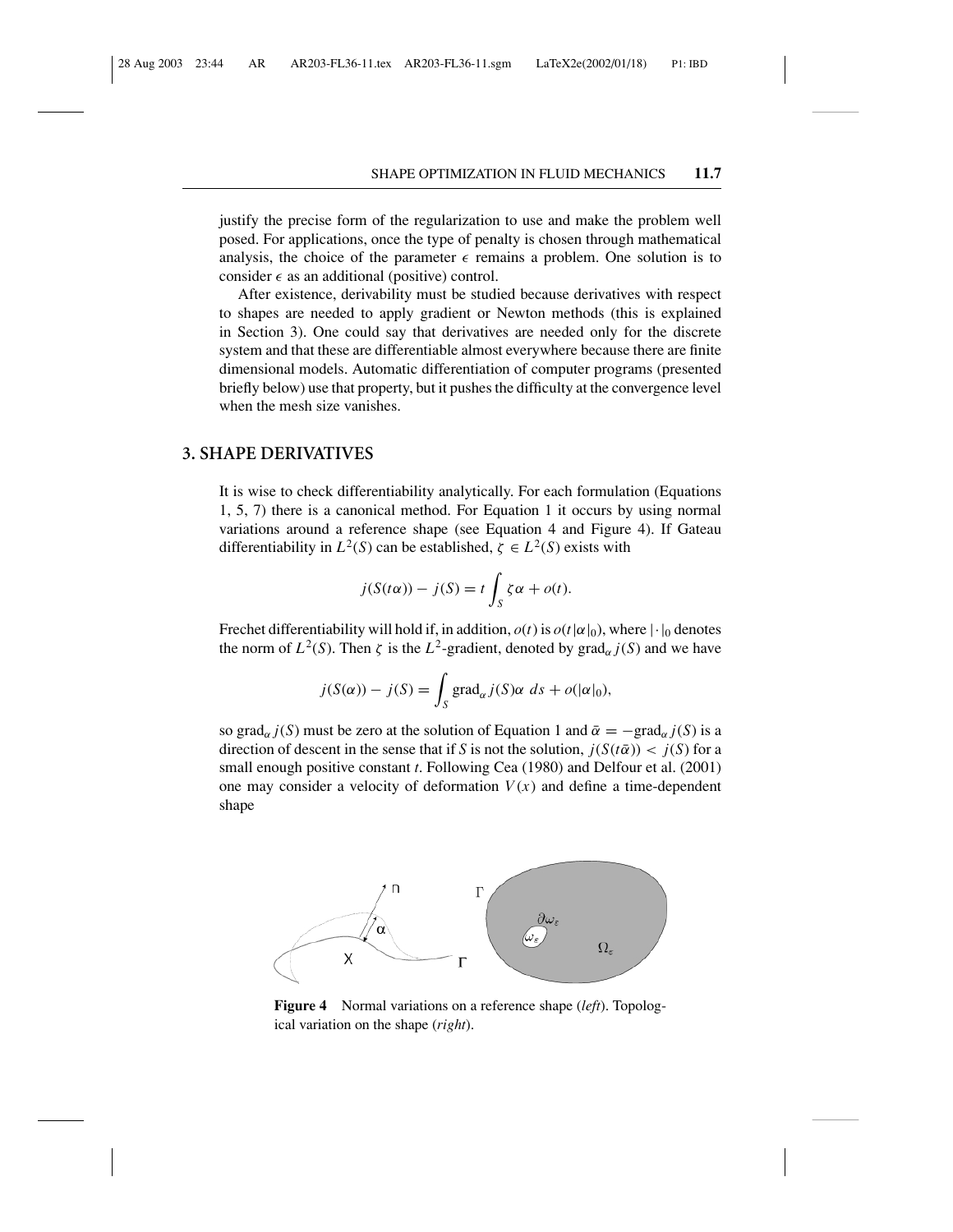justify the precise form of the regularization to use and make the problem well posed. For applications, once the type of penalty is chosen through mathematical analysis, the choice of the parameter $\epsilon$ remains a problem. One solution is to consider $\epsilon$ as an additional (positive) control.

After existence, derivability must be studied because derivatives with respect to shapes are needed to apply gradient or Newton methods (this is explained in Section 3). One could say that derivatives are needed only for the discrete system and that these are differentiable almost everywhere because there are finite dimensional models. Automatic differentiation of computer programs (presented briefly below) use that property, but it pushes the difficulty at the convergence level when the mesh size vanishes.

## 3. SHAPE DERIVATIVES

It is wise to check differentiability analytically. For each formulation (Equations 1, 5, 7) there is a canonical method. For Equation 1 it occurs by using normal variations around a reference shape (see Equation 4 and Figure 4). If Gateau differentiability in $L^2(S)$ can be established, $\zeta \in L^2(S)$ exists with

$$j(S(t\alpha)) - j(S) = t \int_S \zeta\alpha + o(t).$$

Frechet differentiability will hold if, in addition, $o(t)$ is $o(t|\alpha|_0)$, where $|\cdot|_0$ denotes the norm of $L^2(S)$. Then $\zeta$ is the $L^2$-gradient, denoted by $\text{grad}_\alpha j(S)$ and we have

$$j(S(\alpha)) - j(S) = \int_S \text{grad}_\alpha j(S)\alpha \, ds + o(|\alpha|_0),$$

so $\text{grad}_\alpha j(S)$ must be zero at the solution of Equation 1 and $\bar{\alpha} = -\text{grad}_\alpha j(S)$ is a direction of descent in the sense that if $S$ is not the solution, $j(S(t\bar{\alpha})) < j(S)$ for a small enough positive constant $t$. Following Cea (1980) and Delfour et al. (2001) one may consider a velocity of deformation $V(x)$ and define a time-dependent shape

**Figure 4** Normal variations on a reference shape (*left*). Topological variation on the shape (*right*).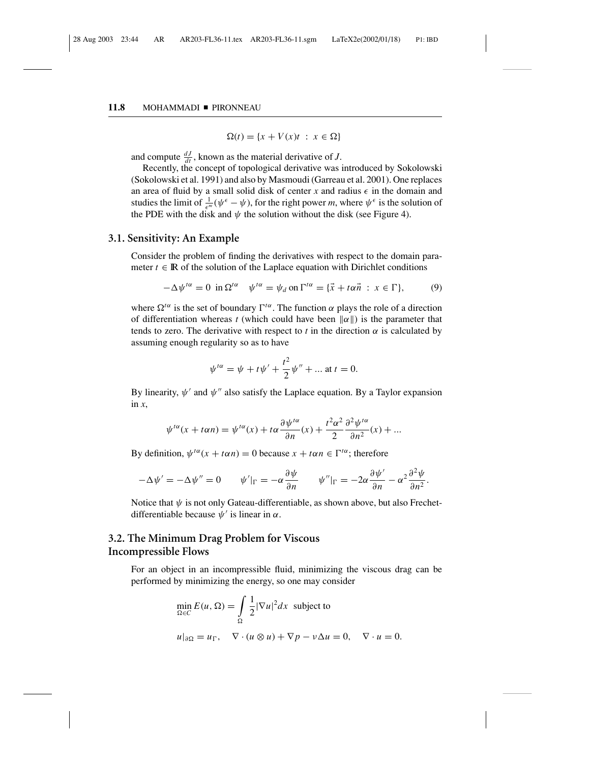$$\Omega(t) = \{x + V(x)t \ : \ x \in \Omega\}$$

and compute $\frac{dJ}{dt}$, known as the material derivative of $J$.

Recently, the concept of topological derivative was introduced by Sokolowski (Sokolowski et al. 1991) and also by Masmoudi (Garreau et al. 2001). One replaces an area of fluid by a small solid disk of center $x$ and radius $\epsilon$ in the domain and studies the limit of $\frac{1}{\epsilon^m}(\psi^\epsilon - \psi)$, for the right power $m$, where $\psi^\epsilon$ is the solution of the PDE with the disk and $\psi$ the solution without the disk (see Figure 4).

## 3.1. Sensitivity: An Example

Consider the problem of finding the derivatives with respect to the domain parameter $t \in \mathbb{R}$ of the solution of the Laplace equation with Dirichlet conditions

$$-\Delta\psi^{t\alpha} = 0 \ \text{ in } \Omega^{t\alpha} \quad \psi^{t\alpha} = \psi_d \text{ on } \Gamma^{t\alpha} = \{\vec{x} + t\alpha\vec{n} \ : \ x \in \Gamma\}, \tag{9}$$

where $\Omega^{t\alpha}$ is the set of boundary $\Gamma^{t\alpha}$. The function $\alpha$ plays the role of a direction of differentiation whereas $t$ (which could have been $\|\alpha\|$) is the parameter that tends to zero. The derivative with respect to $t$ in the direction $\alpha$ is calculated by assuming enough regularity so as to have

$$\psi^{t\alpha} = \psi + t\psi' + \frac{t^2}{2}\psi'' + \ldots \text{ at } t = 0.$$

By linearity, $\psi'$ and $\psi''$ also satisfy the Laplace equation. By a Taylor expansion in $x$,

$$\psi^{t\alpha}(x + t\alpha n) = \psi^{t\alpha}(x) + t\alpha\frac{\partial\psi^{t\alpha}}{\partial n}(x) + \frac{t^2\alpha^2}{2}\frac{\partial^2\psi^{t\alpha}}{\partial n^2}(x) + \ldots$$

By definition, $\psi^{t\alpha}(x + t\alpha n) = 0$ because $x + t\alpha n \in \Gamma^{t\alpha}$; therefore

$$-\Delta\psi' = -\Delta\psi'' = 0 \qquad \psi'|_\Gamma = -\alpha\frac{\partial\psi}{\partial n} \qquad \psi''|_\Gamma = -2\alpha\frac{\partial\psi'}{\partial n} - \alpha^2\frac{\partial^2\psi}{\partial n^2}.$$

Notice that $\psi$ is not only Gateau-differentiable, as shown above, but also Frechet-differentiable because $\psi'$ is linear in $\alpha$.

## 3.2. The Minimum Drag Problem for Viscous Incompressible Flows

For an object in an incompressible fluid, minimizing the viscous drag can be performed by minimizing the energy, so one may consider

$$\min_{\Omega \in C} E(u, \Omega) = \int_\Omega \frac{1}{2}|\nabla u|^2 dx \ \text{ subject to}$$

$$u|_{\partial\Omega} = u_\Gamma, \quad \nabla \cdot (u \otimes u) + \nabla p - \nu\Delta u = 0, \quad \nabla \cdot u = 0.$$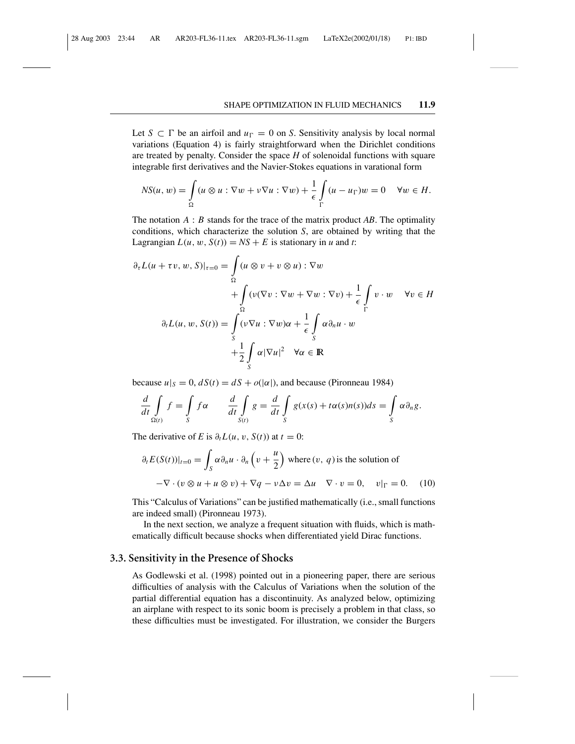Let $S \subset \Gamma$ be an airfoil and $u_\Gamma = 0$ on $S$. Sensitivity analysis by local normal variations (Equation 4) is fairly straightforward when the Dirichlet conditions are treated by penalty. Consider the space $H$ of solenoidal functions with square integrable first derivatives and the Navier-Stokes equations in varational form

$$NS(u, w) = \int_\Omega (u \otimes u : \nabla w + \nu \nabla u : \nabla w) + \frac{1}{\epsilon} \int_\Gamma (u - u_\Gamma) w = 0 \quad \forall w \in H.$$

The notation $A : B$ stands for the trace of the matrix product $AB$. The optimality conditions, which characterize the solution $S$, are obtained by writing that the Lagrangian $L(u, w, S(t)) = NS + E$ is stationary in $u$ and $t$:

$$\begin{aligned}
\partial_\tau L(u + \tau v, w, S)|_{\tau=0} &= \int_\Omega (u \otimes v + v \otimes u) : \nabla w \\
&\quad + \int_\Omega (\nu(\nabla v : \nabla w + \nabla w : \nabla v) + \frac{1}{\epsilon} \int_\Gamma v \cdot w \quad \forall v \in H \\
\partial_t L(u, w, S(t)) &= \int_S (\nu \nabla u : \nabla w)\alpha + \frac{1}{\epsilon} \int_S \alpha \partial_n u \cdot w \\
&\quad + \frac{1}{2} \int_S \alpha |\nabla u|^2 \quad \forall \alpha \in \mathbb{R}
\end{aligned}$$

because $u|_S = 0$, $dS(t) = dS + o(|\alpha|)$, and because (Pironneau 1984)

$$\frac{d}{dt} \int_{\Omega(t)} f = \int_S f\alpha \qquad \frac{d}{dt} \int_{S(t)} g = \frac{d}{dt} \int_S g(x(s) + t\alpha(s)n(s))ds = \int_S \alpha \partial_n g.$$

The derivative of $E$ is $\partial_t L(u, v, S(t))$ at $t = 0$:

$$\partial_t E(S(t))|_{t=0} = \int_S \alpha \partial_n u \cdot \partial_n \left( v + \frac{u}{2} \right) \text{ where } (v,\ q) \text{ is the solution of}$$

$$-\nabla \cdot (v \otimes u + u \otimes v) + \nabla q - \nu \Delta v = \Delta u \quad \nabla \cdot v = 0, \quad v|_\Gamma = 0. \qquad (10)$$

This "Calculus of Variations" can be justified mathematically (i.e., small functions are indeed small) (Pironneau 1973).

In the next section, we analyze a frequent situation with fluids, which is mathematically difficult because shocks when differentiated yield Dirac functions.

### 3.3. Sensitivity in the Presence of Shocks

As Godlewski et al. (1998) pointed out in a pioneering paper, there are serious difficulties of analysis with the Calculus of Variations when the solution of the partial differential equation has a discontinuity. As analyzed below, optimizing an airplane with respect to its sonic boom is precisely a problem in that class, so these difficulties must be investigated. For illustration, we consider the Burgers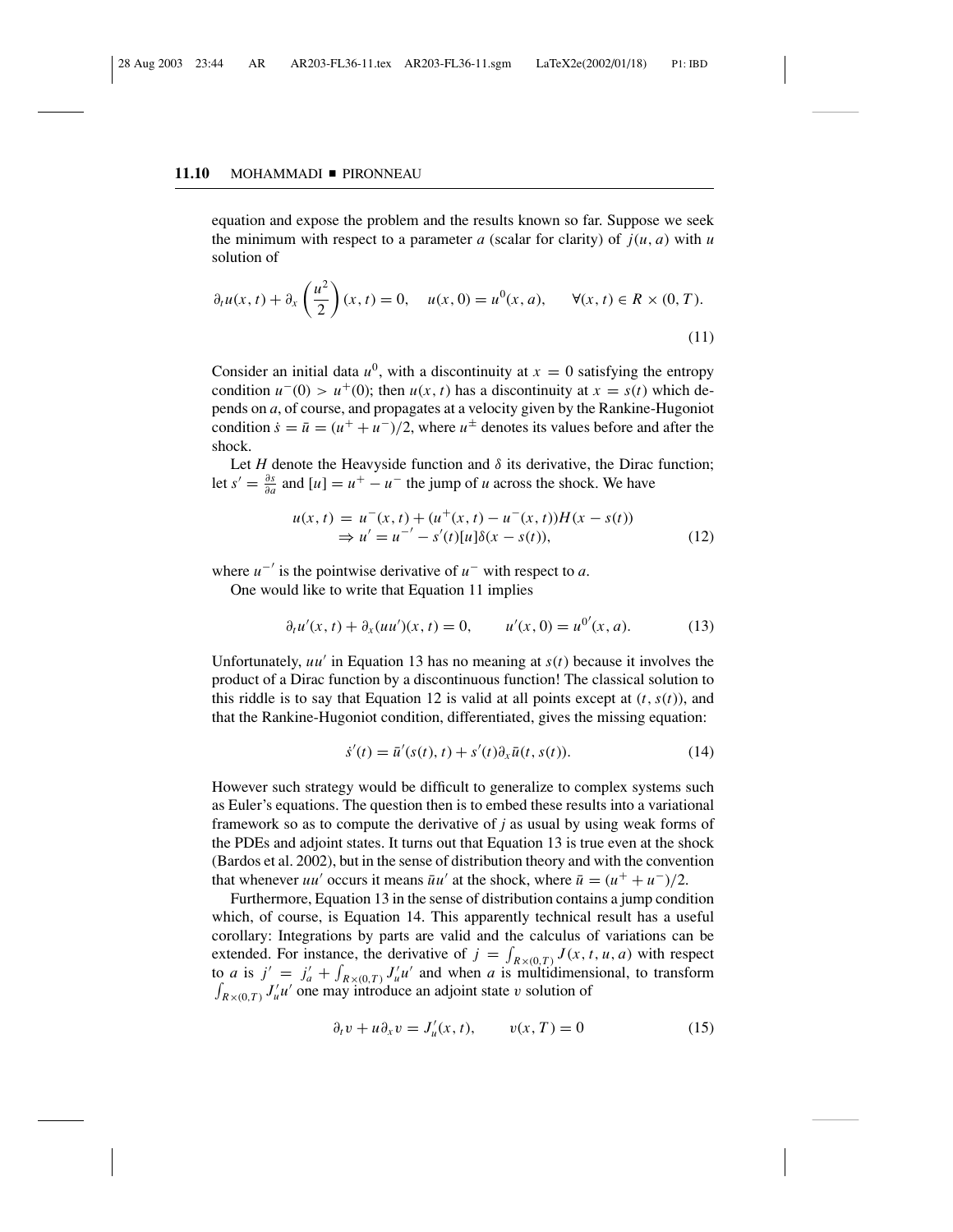equation and expose the problem and the results known so far. Suppose we seek the minimum with respect to a parameter $a$ (scalar for clarity) of $j(u, a)$ with $u$ solution of

$$\partial_t u(x,t) + \partial_x \left(\frac{u^2}{2}\right)(x,t) = 0, \quad u(x,0) = u^0(x,a), \qquad \forall (x,t) \in R \times (0,T). \tag{11}$$

Consider an initial data $u^0$, with a discontinuity at $x = 0$ satisfying the entropy condition $u^-(0) > u^+(0)$; then $u(x,t)$ has a discontinuity at $x = s(t)$ which depends on $a$, of course, and propagates at a velocity given by the Rankine-Hugoniot condition $\dot{s} = \bar{u} = (u^+ + u^-)/2$, where $u^\pm$ denotes its values before and after the shock.

Let $H$ denote the Heavyside function and $\delta$ its derivative, the Dirac function; let $s' = \frac{\partial s}{\partial a}$ and $[u] = u^+ - u^-$ the jump of $u$ across the shock. We have

$$\begin{aligned} u(x,t) &= u^-(x,t) + (u^+(x,t) - u^-(x,t))H(x - s(t)) \\ &\Rightarrow u' = u^{-\prime} - s'(t)[u]\delta(x - s(t)), \end{aligned} \tag{12}$$

where $u^{-\prime}$ is the pointwise derivative of $u^-$ with respect to $a$.

One would like to write that Equation 11 implies

$$\partial_t u'(x,t) + \partial_x(uu')(x,t) = 0, \qquad u'(x,0) = u^{0\prime}(x,a). \tag{13}$$

Unfortunately, $uu'$ in Equation 13 has no meaning at $s(t)$ because it involves the product of a Dirac function by a discontinuous function! The classical solution to this riddle is to say that Equation 12 is valid at all points except at $(t, s(t))$, and that the Rankine-Hugoniot condition, differentiated, gives the missing equation:

$$\dot{s}'(t) = \bar{u}'(s(t),t) + s'(t)\partial_x \bar{u}(t, s(t)). \tag{14}$$

However such strategy would be difficult to generalize to complex systems such as Euler's equations. The question then is to embed these results into a variational framework so as to compute the derivative of $j$ as usual by using weak forms of the PDEs and adjoint states. It turns out that Equation 13 is true even at the shock (Bardos et al. 2002), but in the sense of distribution theory and with the convention that whenever $uu'$ occurs it means $\bar{u}u'$ at the shock, where $\bar{u} = (u^+ + u^-)/2$.

Furthermore, Equation 13 in the sense of distribution contains a jump condition which, of course, is Equation 14. This apparently technical result has a useful corollary: Integrations by parts are valid and the calculus of variations can be extended. For instance, the derivative of $j = \int_{R\times(0,T)} J(x,t,u,a)$ with respect to $a$ is $j' = j'_a + \int_{R\times(0,T)} J'_u u'$ and when $a$ is multidimensional, to transform $\int_{R\times(0,T)} J'_u u'$ one may introduce an adjoint state $v$ solution of

$$\partial_t v + u\partial_x v = J'_u(x,t), \qquad v(x,T) = 0 \tag{15}$$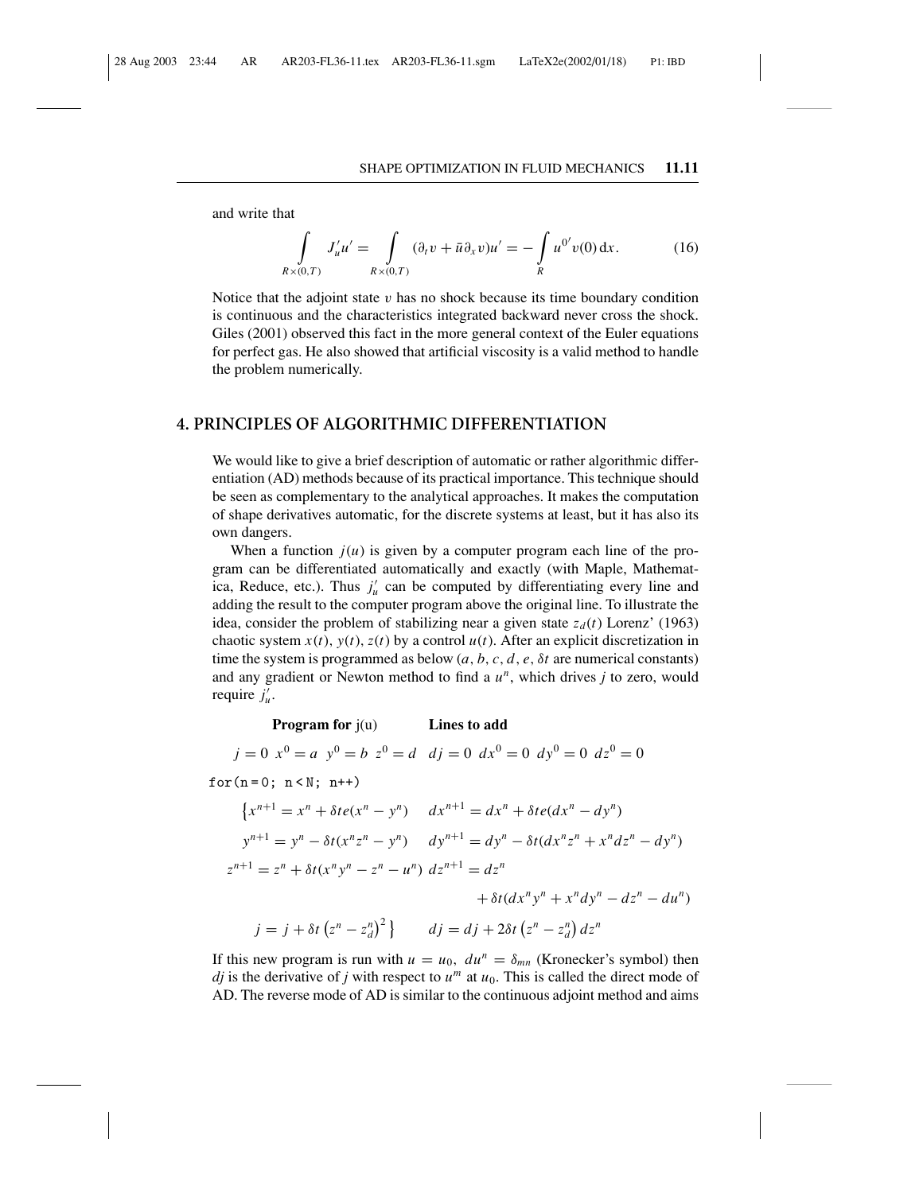and write that

$$\int_{R\times(0,T)} J'_u u' = \int_{R\times(0,T)} (\partial_t v + \bar{u}\partial_x v)u' = -\int_R u^{0'} v(0)\,\mathrm{d}x. \tag{16}$$

Notice that the adjoint state $v$ has no shock because its time boundary condition is continuous and the characteristics integrated backward never cross the shock. Giles (2001) observed this fact in the more general context of the Euler equations for perfect gas. He also showed that artificial viscosity is a valid method to handle the problem numerically.

## 4. PRINCIPLES OF ALGORITHMIC DIFFERENTIATION

We would like to give a brief description of automatic or rather algorithmic differentiation (AD) methods because of its practical importance. This technique should be seen as complementary to the analytical approaches. It makes the computation of shape derivatives automatic, for the discrete systems at least, but it has also its own dangers.

When a function $j(u)$ is given by a computer program each line of the program can be differentiated automatically and exactly (with Maple, Mathematica, Reduce, etc.). Thus $j'_u$ can be computed by differentiating every line and adding the result to the computer program above the original line. To illustrate the idea, consider the problem of stabilizing near a given state $z_d(t)$ Lorenz' (1963) chaotic system $x(t)$, $y(t)$, $z(t)$ by a control $u(t)$. After an explicit discretization in time the system is programmed as below ($a$, $b$, $c$, $d$, $e$, $\delta t$ are numerical constants) and any gradient or Newton method to find a $u^n$, which drives $j$ to zero, would require $j'_u$.

| **Program for** j(u) | **Lines to add** |
|---|---|
| $j = 0 \;\; x^0 = a \;\; y^0 = b \;\; z^0 = d$ | $dj = 0 \;\; dx^0 = 0 \;\; dy^0 = 0 \;\; dz^0 = 0$ |
| `for(n=0; n<N; n++)` | |
| $\{x^{n+1} = x^n + \delta t e(x^n - y^n)$ | $dx^{n+1} = dx^n + \delta t e(dx^n - dy^n)$ |
| $y^{n+1} = y^n - \delta t(x^n z^n - y^n)$ | $dy^{n+1} = dy^n - \delta t(dx^n z^n + x^n dz^n - dy^n)$ |
| $z^{n+1} = z^n + \delta t(x^n y^n - z^n - u^n)$ | $dz^{n+1} = dz^n + \delta t(dx^n y^n + x^n dy^n - dz^n - du^n)$ |
| $j = j + \delta t\left(z^n - z_d^n\right)^2\}$ | $dj = dj + 2\delta t\left(z^n - z_d^n\right)dz^n$ |

If this new program is run with $u = u_0$, $du^n = \delta_{mn}$ (Kronecker's symbol) then $dj$ is the derivative of $j$ with respect to $u^m$ at $u_0$. This is called the direct mode of AD. The reverse mode of AD is similar to the continuous adjoint method and aims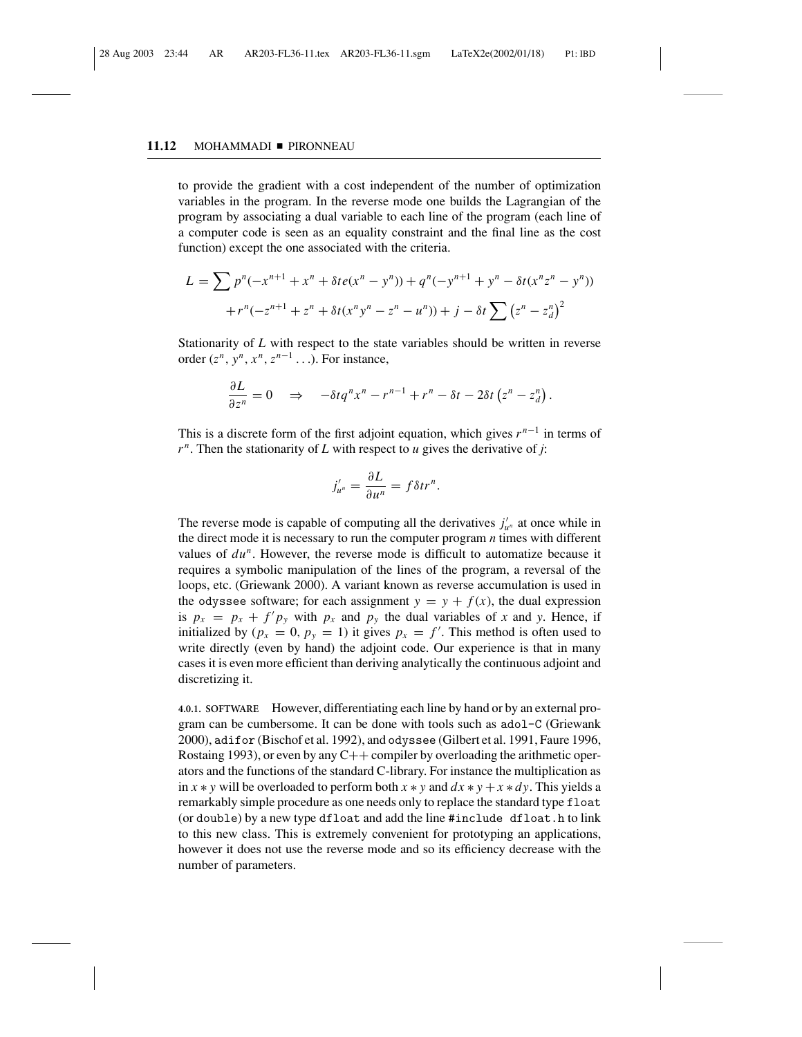to provide the gradient with a cost independent of the number of optimization variables in the program. In the reverse mode one builds the Lagrangian of the program by associating a dual variable to each line of the program (each line of a computer code is seen as an equality constraint and the final line as the cost function) except the one associated with the criteria.

$$L = \sum p^n(-x^{n+1} + x^n + \delta t e(x^n - y^n)) + q^n(-y^{n+1} + y^n - \delta t(x^n z^n - y^n))$$
$$+ r^n(-z^{n+1} + z^n + \delta t(x^n y^n - z^n - u^n)) + j - \delta t \sum \left(z^n - z_d^n\right)^2$$

Stationarity of $L$ with respect to the state variables should be written in reverse order ($z^n, y^n, x^n, z^{n-1} \ldots$). For instance,

$$\frac{\partial L}{\partial z^n} = 0 \quad \Rightarrow \quad -\delta t q^n x^n - r^{n-1} + r^n - \delta t - 2\delta t \left(z^n - z_d^n\right).$$

This is a discrete form of the first adjoint equation, which gives $r^{n-1}$ in terms of $r^n$. Then the stationarity of $L$ with respect to $u$ gives the derivative of $j$:

$$j'_{u^n} = \frac{\partial L}{\partial u^n} = f \delta t r^n.$$

The reverse mode is capable of computing all the derivatives $j'_{u^n}$ at once while in the direct mode it is necessary to run the computer program $n$ times with different values of $du^n$. However, the reverse mode is difficult to automatize because it requires a symbolic manipulation of the lines of the program, a reversal of the loops, etc. (Griewank 2000). A variant known as reverse accumulation is used in the `odyssee` software; for each assignment $y = y + f(x)$, the dual expression is $p_x = p_x + f' p_y$ with $p_x$ and $p_y$ the dual variables of $x$ and $y$. Hence, if initialized by ($p_x = 0, p_y = 1$) it gives $p_x = f'$. This method is often used to write directly (even by hand) the adjoint code. Our experience is that in many cases it is even more efficient than deriving analytically the continuous adjoint and discretizing it.

**4.0.1. SOFTWARE** However, differentiating each line by hand or by an external program can be cumbersome. It can be done with tools such as `adol-C` (Griewank 2000), `adifor` (Bischof et al. 1992), and `odyssee` (Gilbert et al. 1991, Faure 1996, Rostaing 1993), or even by any C++ compiler by overloading the arithmetic operators and the functions of the standard C-library. For instance the multiplication as in $x * y$ will be overloaded to perform both $x * y$ and $dx * y + x * dy$. This yields a remarkably simple procedure as one needs only to replace the standard type `float` (or `double`) by a new type `dfloat` and add the line `#include dfloat.h` to link to this new class. This is extremely convenient for prototyping an applications, however it does not use the reverse mode and so its efficiency decrease with the number of parameters.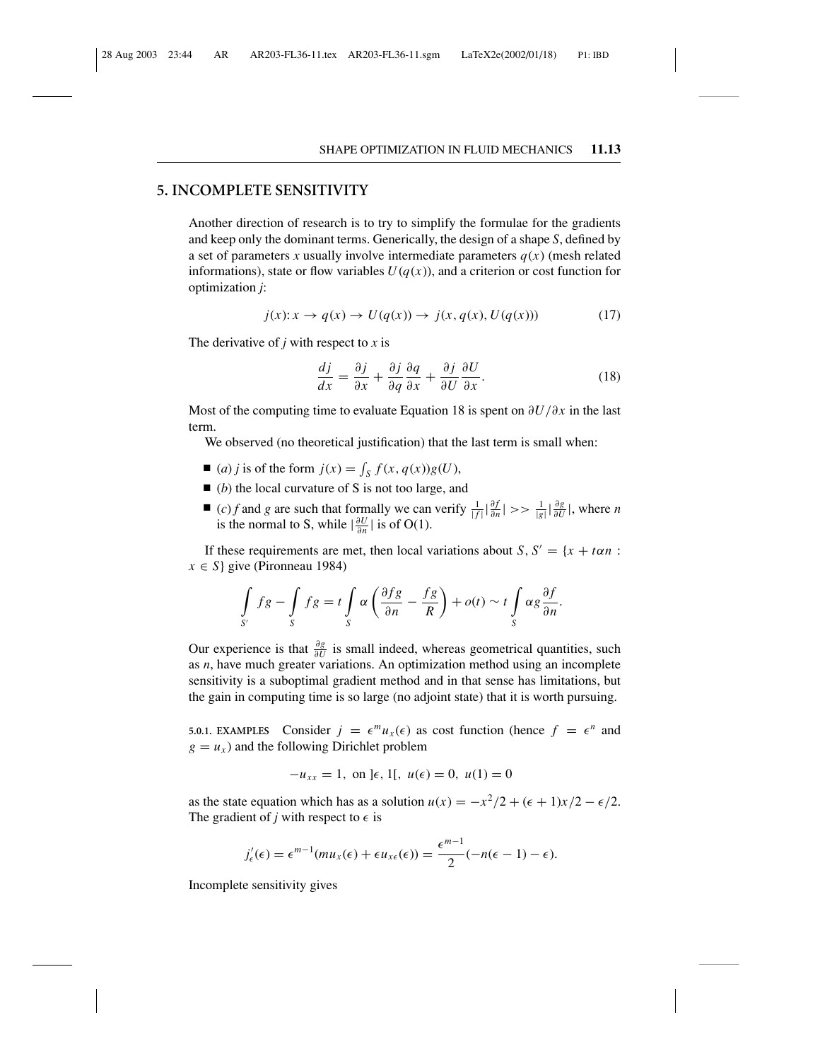## 5. INCOMPLETE SENSITIVITY

Another direction of research is to try to simplify the formulae for the gradients and keep only the dominant terms. Generically, the design of a shape $S$, defined by a set of parameters $x$ usually involve intermediate parameters $q(x)$ (mesh related informations), state or flow variables $U(q(x))$, and a criterion or cost function for optimization $j$:

$$j(x): x \rightarrow q(x) \rightarrow U(q(x)) \rightarrow j(x, q(x), U(q(x))) \tag{17}$$

The derivative of $j$ with respect to $x$ is

$$\frac{dj}{dx} = \frac{\partial j}{\partial x} + \frac{\partial j}{\partial q}\frac{\partial q}{\partial x} + \frac{\partial j}{\partial U}\frac{\partial U}{\partial x}. \tag{18}$$

Most of the computing time to evaluate Equation 18 is spent on $\partial U/\partial x$ in the last term.

We observed (no theoretical justification) that the last term is small when:

- (*a*) $j$ is of the form $j(x) = \int_S f(x, q(x))g(U)$,
- (*b*) the local curvature of S is not too large, and
- (*c*) $f$ and $g$ are such that formally we can verify $\frac{1}{|f|}|\frac{\partial f}{\partial n}| >> \frac{1}{|g|}|\frac{\partial g}{\partial U}|$, where $n$ is the normal to S, while $|\frac{\partial U}{\partial n}|$ is of O(1).

If these requirements are met, then local variations about $S$, $S' = \{x + t\alpha n : x \in S\}$ give (Pironneau 1984)

$$\int_{S'} fg - \int_{S} fg = t\int_{S} \alpha\left(\frac{\partial fg}{\partial n} - \frac{fg}{R}\right) + o(t) \sim t\int_{S} \alpha g\frac{\partial f}{\partial n}.$$

Our experience is that $\frac{\partial g}{\partial U}$ is small indeed, whereas geometrical quantities, such as $n$, have much greater variations. An optimization method using an incomplete sensitivity is a suboptimal gradient method and in that sense has limitations, but the gain in computing time is so large (no adjoint state) that it is worth pursuing.

**5.0.1. EXAMPLES** Consider $j = \epsilon^m u_x(\epsilon)$ as cost function (hence $f = \epsilon^n$ and $g = u_x$) and the following Dirichlet problem

$$-u_{xx} = 1, \text{ on } ]\epsilon, 1[, \; u(\epsilon) = 0, \; u(1) = 0$$

as the state equation which has as a solution $u(x) = -x^2/2 + (\epsilon + 1)x/2 - \epsilon/2$. The gradient of $j$ with respect to $\epsilon$ is

$$j'_\epsilon(\epsilon) = \epsilon^{m-1}(mu_x(\epsilon) + \epsilon u_{x\epsilon}(\epsilon)) = \frac{\epsilon^{m-1}}{2}(-n(\epsilon - 1) - \epsilon).$$

Incomplete sensitivity gives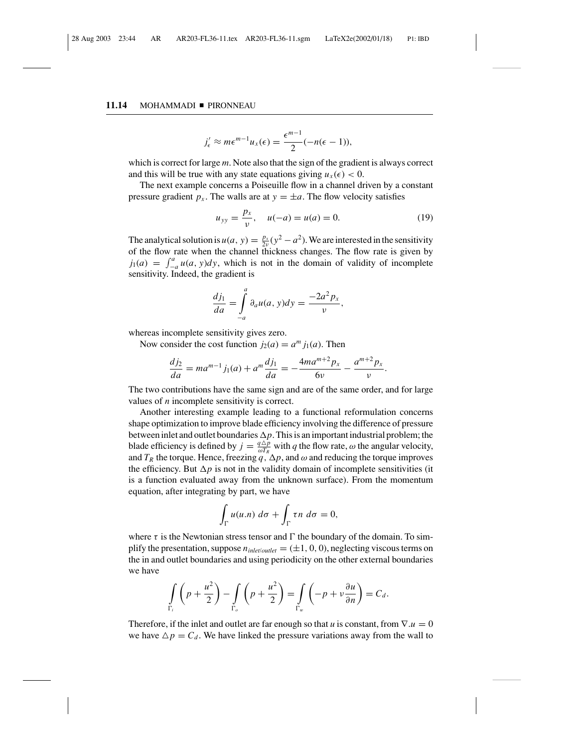$$j'_\epsilon \approx m\epsilon^{m-1}u_x(\epsilon) = \frac{\epsilon^{m-1}}{2}(-n(\epsilon - 1)),$$

which is correct for large $m$. Note also that the sign of the gradient is always correct and this will be true with any state equations giving $u_x(\epsilon) < 0$.

The next example concerns a Poiseuille flow in a channel driven by a constant pressure gradient $p_x$. The walls are at $y = \pm a$. The flow velocity satisfies

$$u_{yy} = \frac{p_x}{\nu}, \quad u(-a) = u(a) = 0. \tag{19}$$

The analytical solution is $u(a, y) = \frac{p_x}{2\nu}(y^2 - a^2)$. We are interested in the sensitivity of the flow rate when the channel thickness changes. The flow rate is given by $j_1(a) = \int_{-a}^{a} u(a, y)dy$, which is not in the domain of validity of incomplete sensitivity. Indeed, the gradient is

$$\frac{dj_1}{da} = \int_{-a}^{a} \partial_a u(a, y)dy = \frac{-2a^2 p_x}{\nu},$$

whereas incomplete sensitivity gives zero.

Now consider the cost function $j_2(a) = a^m j_1(a)$. Then

$$\frac{dj_2}{da} = ma^{m-1}j_1(a) + a^m\frac{dj_1}{da} = -\frac{4ma^{m+2}p_x}{6\nu} - \frac{a^{m+2}p_x}{\nu}.$$

The two contributions have the same sign and are of the same order, and for large values of $n$ incomplete sensitivity is correct.

Another interesting example leading to a functional reformulation concerns shape optimization to improve blade efficiency involving the difference of pressure between inlet and outlet boundaries $\Delta p$. This is an important industrial problem; the blade efficiency is defined by $j = \frac{q\triangle p}{\omega T_R}$ with $q$ the flow rate, $\omega$ the angular velocity, and $T_R$ the torque. Hence, freezing $q$, $\Delta p$, and $\omega$ and reducing the torque improves the efficiency. But $\Delta p$ is not in the validity domain of incomplete sensitivities (it is a function evaluated away from the unknown surface). From the momentum equation, after integrating by part, we have

$$\int_\Gamma u(u.n)\, d\sigma + \int_\Gamma \tau n\, d\sigma = 0,$$

where $\tau$ is the Newtonian stress tensor and $\Gamma$ the boundary of the domain. To simplify the presentation, suppose $n_{inlet/outlet} = (\pm 1, 0, 0)$, neglecting viscous terms on the in and outlet boundaries and using periodicity on the other external boundaries we have

$$\int_{\Gamma_i}\left(p + \frac{u^2}{2}\right) - \int_{\Gamma_o}\left(p + \frac{u^2}{2}\right) = \int_{\Gamma_w}\left(-p + \nu\frac{\partial u}{\partial n}\right) = C_d.$$

Therefore, if the inlet and outlet are far enough so that $u$ is constant, from $\nabla.u = 0$ we have $\triangle p = C_d$. We have linked the pressure variations away from the wall to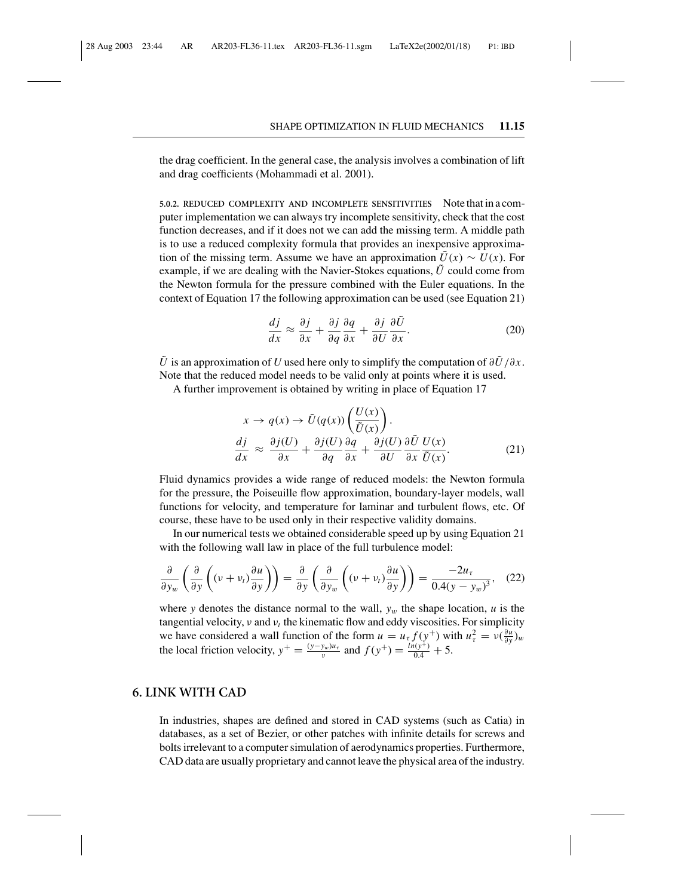the drag coefficient. In the general case, the analysis involves a combination of lift and drag coefficients (Mohammadi et al. 2001).

#### 5.0.2. REDUCED COMPLEXITY AND INCOMPLETE SENSITIVITIES

Note that in a computer implementation we can always try incomplete sensitivity, check that the cost function decreases, and if it does not we can add the missing term. A middle path is to use a reduced complexity formula that provides an inexpensive approximation of the missing term. Assume we have an approximation $\tilde{U}(x) \sim U(x)$. For example, if we are dealing with the Navier-Stokes equations, $\tilde{U}$ could come from the Newton formula for the pressure combined with the Euler equations. In the context of Equation 17 the following approximation can be used (see Equation 21)

$$\frac{dj}{dx} \approx \frac{\partial j}{\partial x} + \frac{\partial j}{\partial q}\frac{\partial q}{\partial x} + \frac{\partial j}{\partial U}\frac{\partial \tilde{U}}{\partial x}. \tag{20}$$

$\tilde{U}$ is an approximation of $U$ used here only to simplify the computation of $\partial \tilde{U}/\partial x$. Note that the reduced model needs to be valid only at points where it is used.

A further improvement is obtained by writing in place of Equation 17

$$x \to q(x) \to \tilde{U}(q(x))\left(\frac{U(x)}{\tilde{U}(x)}\right).$$

$$\frac{dj}{dx} \approx \frac{\partial j(U)}{\partial x} + \frac{\partial j(U)}{\partial q}\frac{\partial q}{\partial x} + \frac{\partial j(U)}{\partial U}\frac{\partial \tilde{U}}{\partial x}\frac{U(x)}{\tilde{U}(x)}. \tag{21}$$

Fluid dynamics provides a wide range of reduced models: the Newton formula for the pressure, the Poiseuille flow approximation, boundary-layer models, wall functions for velocity, and temperature for laminar and turbulent flows, etc. Of course, these have to be used only in their respective validity domains.

In our numerical tests we obtained considerable speed up by using Equation 21 with the following wall law in place of the full turbulence model:

$$\frac{\partial}{\partial y_w}\left(\frac{\partial}{\partial y}\left((\nu+\nu_t)\frac{\partial u}{\partial y}\right)\right) = \frac{\partial}{\partial y}\left(\frac{\partial}{\partial y_w}\left((\nu+\nu_t)\frac{\partial u}{\partial y}\right)\right) = \frac{-2u_\tau}{0.4(y-y_w)^3}, \tag{22}$$

where $y$ denotes the distance normal to the wall, $y_w$ the shape location, $u$ is the tangential velocity, $\nu$ and $\nu_t$ the kinematic flow and eddy viscosities. For simplicity we have considered a wall function of the form $u = u_\tau f(y^+)$ with $u_\tau^2 = \nu(\frac{\partial u}{\partial y})_w$ the local friction velocity, $y^+ = \frac{(y-y_w)u_\tau}{\nu}$ and $f(y^+) = \frac{ln(y^+)}{0.4} + 5$.

## 6. LINK WITH CAD

In industries, shapes are defined and stored in CAD systems (such as Catia) in databases, as a set of Bezier, or other patches with infinite details for screws and bolts irrelevant to a computer simulation of aerodynamics properties. Furthermore, CAD data are usually proprietary and cannot leave the physical area of the industry.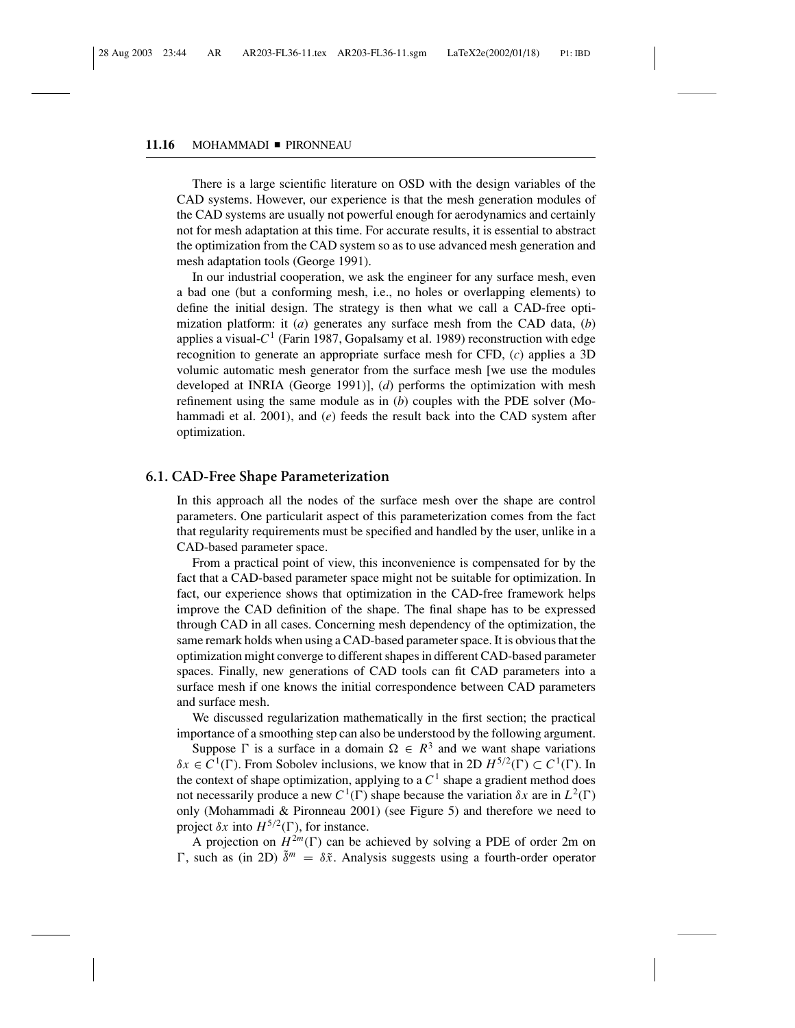There is a large scientific literature on OSD with the design variables of the CAD systems. However, our experience is that the mesh generation modules of the CAD systems are usually not powerful enough for aerodynamics and certainly not for mesh adaptation at this time. For accurate results, it is essential to abstract the optimization from the CAD system so as to use advanced mesh generation and mesh adaptation tools (George 1991).

In our industrial cooperation, we ask the engineer for any surface mesh, even a bad one (but a conforming mesh, i.e., no holes or overlapping elements) to define the initial design. The strategy is then what we call a CAD-free optimization platform: it (*a*) generates any surface mesh from the CAD data, (*b*) applies a visual-$C^1$ (Farin 1987, Gopalsamy et al. 1989) reconstruction with edge recognition to generate an appropriate surface mesh for CFD, (*c*) applies a 3D volumic automatic mesh generator from the surface mesh [we use the modules developed at INRIA (George 1991)], (*d*) performs the optimization with mesh refinement using the same module as in (*b*) couples with the PDE solver (Mohammadi et al. 2001), and (*e*) feeds the result back into the CAD system after optimization.

## 6.1. CAD-Free Shape Parameterization

In this approach all the nodes of the surface mesh over the shape are control parameters. One particularit aspect of this parameterization comes from the fact that regularity requirements must be specified and handled by the user, unlike in a CAD-based parameter space.

From a practical point of view, this inconvenience is compensated for by the fact that a CAD-based parameter space might not be suitable for optimization. In fact, our experience shows that optimization in the CAD-free framework helps improve the CAD definition of the shape. The final shape has to be expressed through CAD in all cases. Concerning mesh dependency of the optimization, the same remark holds when using a CAD-based parameter space. It is obvious that the optimization might converge to different shapes in different CAD-based parameter spaces. Finally, new generations of CAD tools can fit CAD parameters into a surface mesh if one knows the initial correspondence between CAD parameters and surface mesh.

We discussed regularization mathematically in the first section; the practical importance of a smoothing step can also be understood by the following argument.

Suppose $\Gamma$ is a surface in a domain $\Omega \in R^3$ and we want shape variations $\delta x \in C^1(\Gamma)$. From Sobolev inclusions, we know that in 2D $H^{5/2}(\Gamma) \subset C^1(\Gamma)$. In the context of shape optimization, applying to a $C^1$ shape a gradient method does not necessarily produce a new $C^1(\Gamma)$ shape because the variation $\delta x$ are in $L^2(\Gamma)$ only (Mohammadi & Pironneau 2001) (see Figure 5) and therefore we need to project $\delta x$ into $H^{5/2}(\Gamma)$, for instance.

A projection on $H^{2m}(\Gamma)$ can be achieved by solving a PDE of order 2m on $\Gamma$, such as (in 2D) $\tilde{\delta}^m = \delta\tilde{x}$. Analysis suggests using a fourth-order operator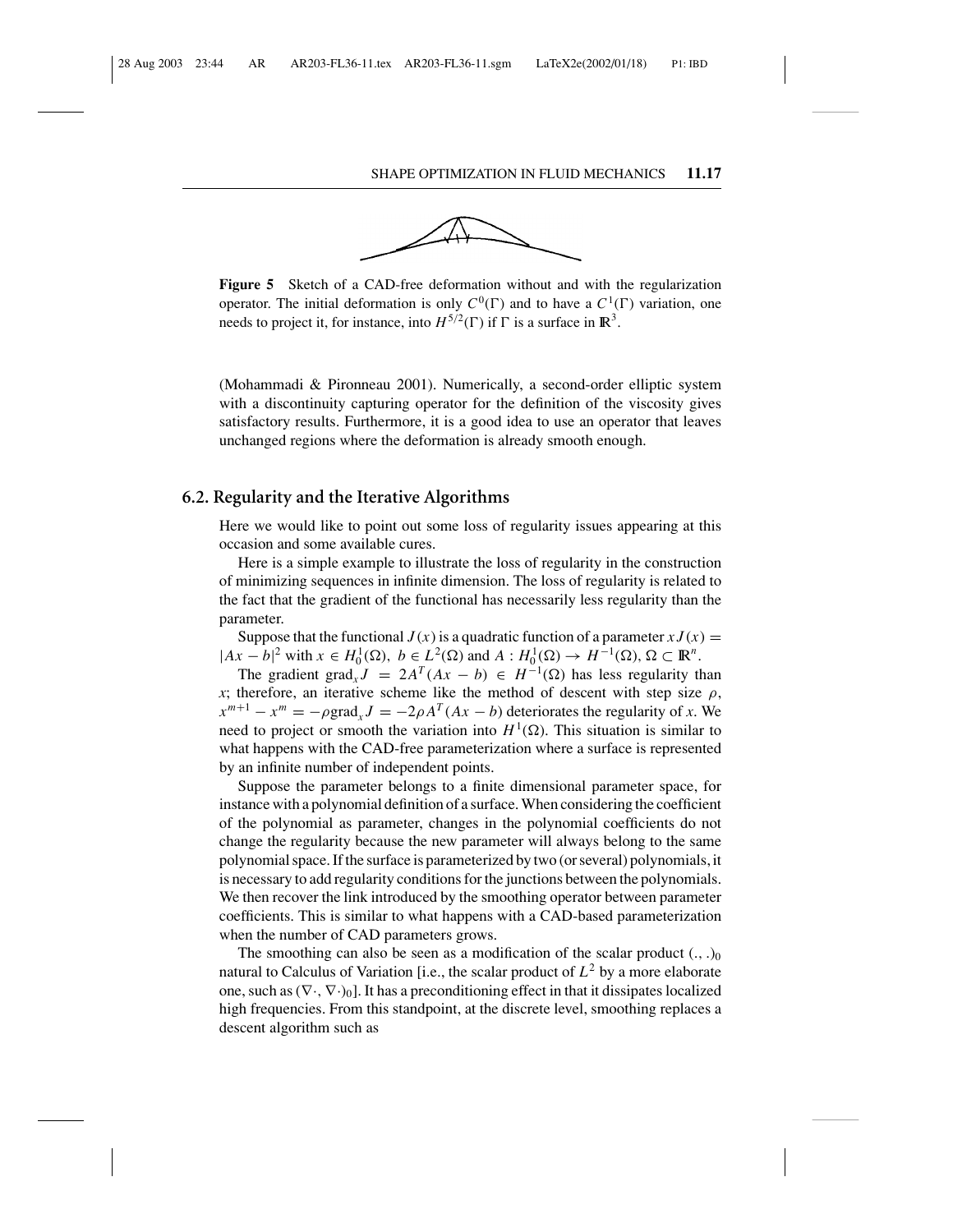**Figure 5** Sketch of a CAD-free deformation without and with the regularization operator. The initial deformation is only $C^0(\Gamma)$ and to have a $C^1(\Gamma)$ variation, one needs to project it, for instance, into $H^{5/2}(\Gamma)$ if $\Gamma$ is a surface in $\mathbb{R}^3$.

(Mohammadi & Pironneau 2001). Numerically, a second-order elliptic system with a discontinuity capturing operator for the definition of the viscosity gives satisfactory results. Furthermore, it is a good idea to use an operator that leaves unchanged regions where the deformation is already smooth enough.

## 6.2. Regularity and the Iterative Algorithms

Here we would like to point out some loss of regularity issues appearing at this occasion and some available cures.

Here is a simple example to illustrate the loss of regularity in the construction of minimizing sequences in infinite dimension. The loss of regularity is related to the fact that the gradient of the functional has necessarily less regularity than the parameter.

Suppose that the functional $J(x)$ is a quadratic function of a parameter $x$ $J(x) = |Ax - b|^2$ with $x \in H_0^1(\Omega)$, $b \in L^2(\Omega)$ and $A : H_0^1(\Omega) \to H^{-1}(\Omega)$, $\Omega \subset \mathbb{R}^n$.

The gradient $\text{grad}_x J = 2A^T(Ax - b) \in H^{-1}(\Omega)$ has less regularity than $x$; therefore, an iterative scheme like the method of descent with step size $\rho$, $x^{m+1} - x^m = -\rho \text{grad}_x J = -2\rho A^T(Ax - b)$ deteriorates the regularity of $x$. We need to project or smooth the variation into $H^1(\Omega)$. This situation is similar to what happens with the CAD-free parameterization where a surface is represented by an infinite number of independent points.

Suppose the parameter belongs to a finite dimensional parameter space, for instance with a polynomial definition of a surface. When considering the coefficient of the polynomial as parameter, changes in the polynomial coefficients do not change the regularity because the new parameter will always belong to the same polynomial space. If the surface is parameterized by two (or several) polynomials, it is necessary to add regularity conditions for the junctions between the polynomials. We then recover the link introduced by the smoothing operator between parameter coefficients. This is similar to what happens with a CAD-based parameterization when the number of CAD parameters grows.

The smoothing can also be seen as a modification of the scalar product $(.,.)_0$ natural to Calculus of Variation [i.e., the scalar product of $L^2$ by a more elaborate one, such as $(\nabla\cdot, \nabla\cdot)_0$]. It has a preconditioning effect in that it dissipates localized high frequencies. From this standpoint, at the discrete level, smoothing replaces a descent algorithm such as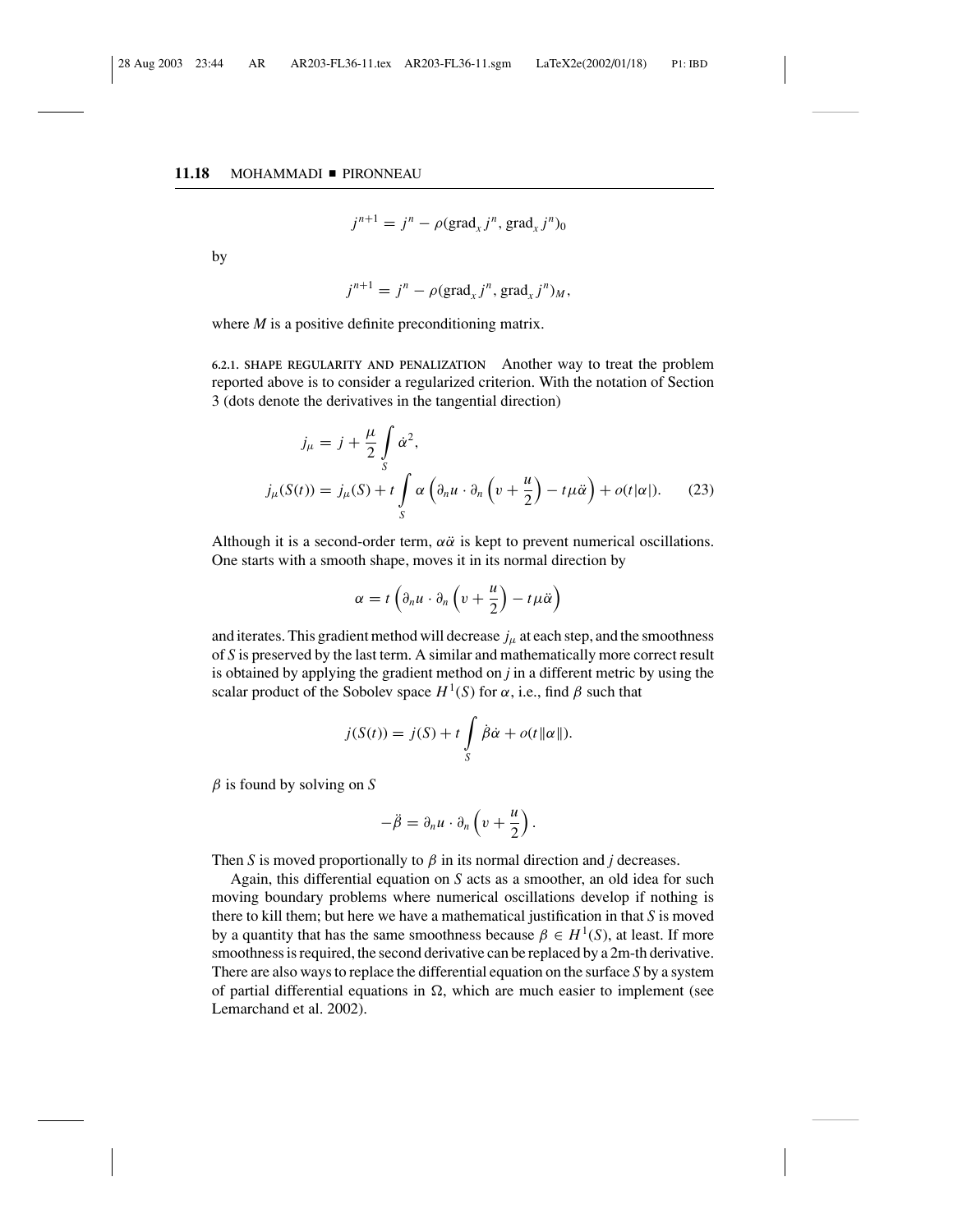$$j^{n+1} = j^n - \rho(\text{grad}_x j^n, \text{grad}_x j^n)_0$$

by

$$j^{n+1} = j^n - \rho(\text{grad}_x j^n, \text{grad}_x j^n)_M,$$

where $M$ is a positive definite preconditioning matrix.

6.2.1. SHAPE REGULARITY AND PENALIZATION Another way to treat the problem reported above is to consider a regularized criterion. With the notation of Section 3 (dots denote the derivatives in the tangential direction)

$$\begin{aligned} j_\mu &= j + \frac{\mu}{2}\int_S \dot{\alpha}^2, \\ j_\mu(S(t)) &= j_\mu(S) + t\int_S \alpha\left(\partial_n u \cdot \partial_n\left(v + \frac{u}{2}\right) - t\mu\ddot{\alpha}\right) + o(t|\alpha|). \end{aligned} \tag{23}$$

Although it is a second-order term, $\alpha\ddot{\alpha}$ is kept to prevent numerical oscillations. One starts with a smooth shape, moves it in its normal direction by

$$\alpha = t\left(\partial_n u \cdot \partial_n\left(v + \frac{u}{2}\right) - t\mu\ddot{\alpha}\right)$$

and iterates. This gradient method will decrease $j_\mu$ at each step, and the smoothness of $S$ is preserved by the last term. A similar and mathematically more correct result is obtained by applying the gradient method on $j$ in a different metric by using the scalar product of the Sobolev space $H^1(S)$ for $\alpha$, i.e., find $\beta$ such that

$$j(S(t)) = j(S) + t\int_S \dot{\beta}\dot{\alpha} + o(t\|\alpha\|).$$

$\beta$ is found by solving on $S$

$$-\ddot{\beta} = \partial_n u \cdot \partial_n\left(v + \frac{u}{2}\right).$$

Then $S$ is moved proportionally to $\beta$ in its normal direction and $j$ decreases.

Again, this differential equation on $S$ acts as a smoother, an old idea for such moving boundary problems where numerical oscillations develop if nothing is there to kill them; but here we have a mathematical justification in that $S$ is moved by a quantity that has the same smoothness because $\beta \in H^1(S)$, at least. If more smoothness is required, the second derivative can be replaced by a 2m-th derivative. There are also ways to replace the differential equation on the surface $S$ by a system of partial differential equations in $\Omega$, which are much easier to implement (see Lemarchand et al. 2002).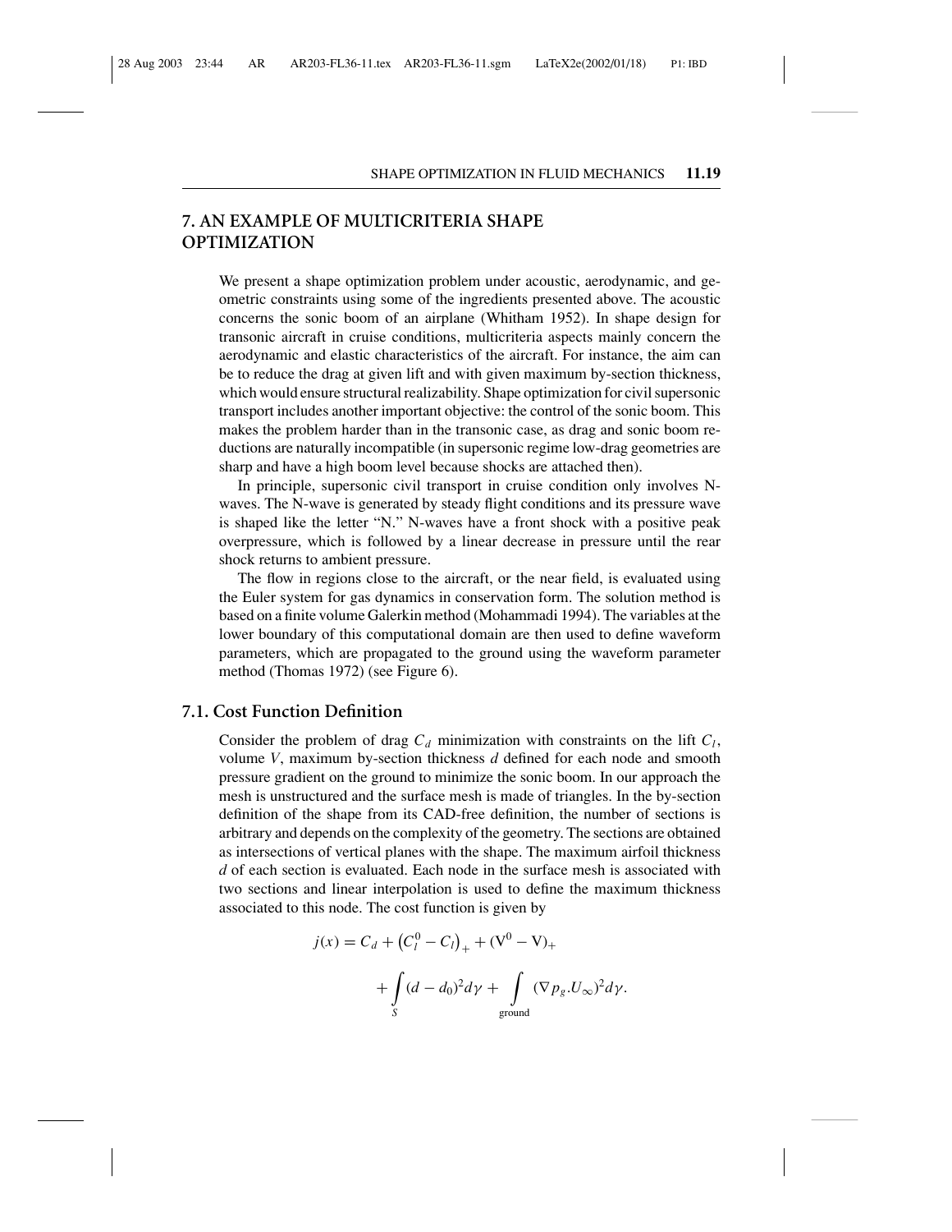## 7. AN EXAMPLE OF MULTICRITERIA SHAPE OPTIMIZATION

We present a shape optimization problem under acoustic, aerodynamic, and geometric constraints using some of the ingredients presented above. The acoustic concerns the sonic boom of an airplane (Whitham 1952). In shape design for transonic aircraft in cruise conditions, multicriteria aspects mainly concern the aerodynamic and elastic characteristics of the aircraft. For instance, the aim can be to reduce the drag at given lift and with given maximum by-section thickness, which would ensure structural realizability. Shape optimization for civil supersonic transport includes another important objective: the control of the sonic boom. This makes the problem harder than in the transonic case, as drag and sonic boom reductions are naturally incompatible (in supersonic regime low-drag geometries are sharp and have a high boom level because shocks are attached then).

In principle, supersonic civil transport in cruise condition only involves N-waves. The N-wave is generated by steady flight conditions and its pressure wave is shaped like the letter "N." N-waves have a front shock with a positive peak overpressure, which is followed by a linear decrease in pressure until the rear shock returns to ambient pressure.

The flow in regions close to the aircraft, or the near field, is evaluated using the Euler system for gas dynamics in conservation form. The solution method is based on a finite volume Galerkin method (Mohammadi 1994). The variables at the lower boundary of this computational domain are then used to define waveform parameters, which are propagated to the ground using the waveform parameter method (Thomas 1972) (see Figure 6).

### 7.1. Cost Function Definition

Consider the problem of drag $C_d$ minimization with constraints on the lift $C_l$, volume $V$, maximum by-section thickness $d$ defined for each node and smooth pressure gradient on the ground to minimize the sonic boom. In our approach the mesh is unstructured and the surface mesh is made of triangles. In the by-section definition of the shape from its CAD-free definition, the number of sections is arbitrary and depends on the complexity of the geometry. The sections are obtained as intersections of vertical planes with the shape. The maximum airfoil thickness $d$ of each section is evaluated. Each node in the surface mesh is associated with two sections and linear interpolation is used to define the maximum thickness associated to this node. The cost function is given by

$$j(x) = C_d + \left(C_l^0 - C_l\right)_+ + (\mathrm{V}^0 - \mathrm{V})_+ + \int_S (d - d_0)^2 d\gamma + \int_{\text{ground}} (\nabla p_g . U_\infty)^2 d\gamma.$$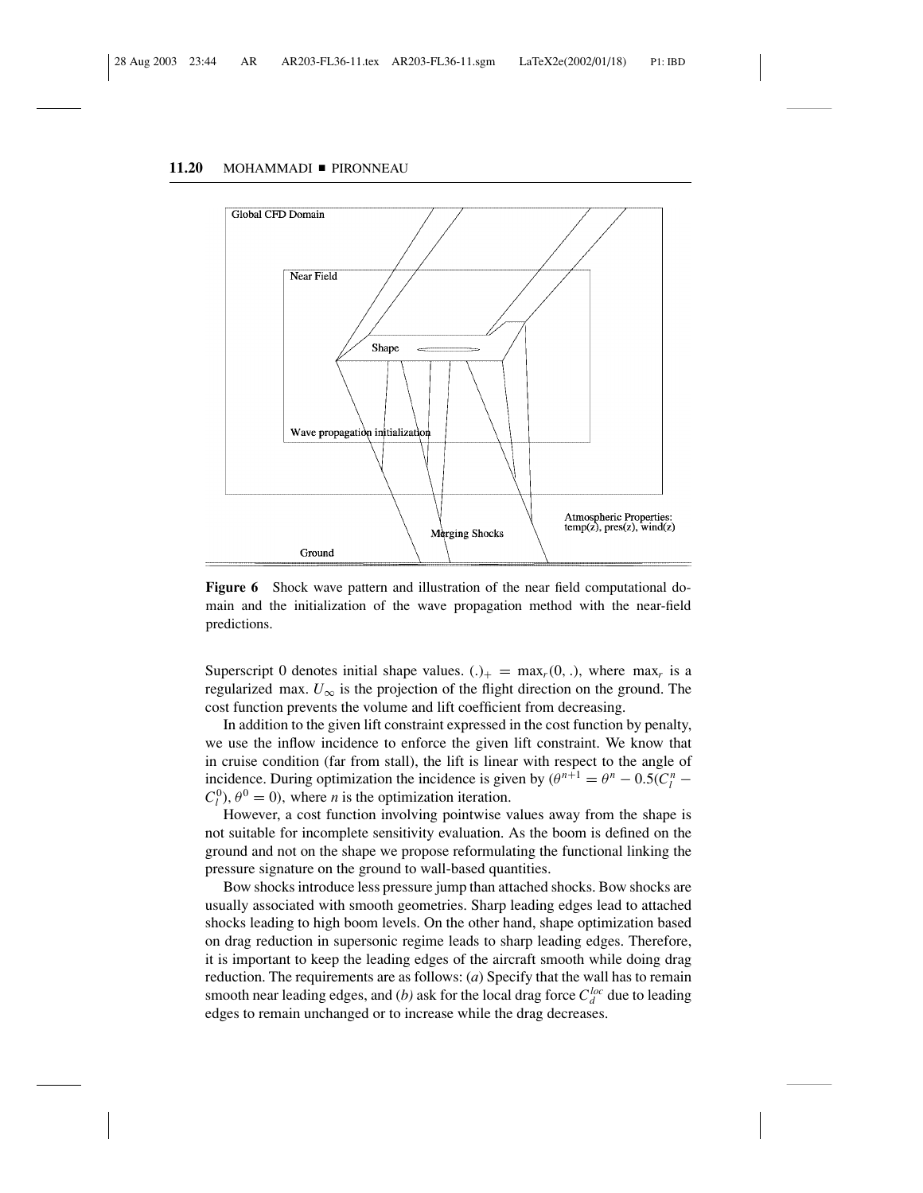**Figure 6** Shock wave pattern and illustration of the near field computational domain and the initialization of the wave propagation method with the near-field predictions.

Superscript 0 denotes initial shape values. $(.)_+ = \max_r(0, .)$, where $\max_r$ is a regularized max. $U_\infty$ is the projection of the flight direction on the ground. The cost function prevents the volume and lift coefficient from decreasing.

In addition to the given lift constraint expressed in the cost function by penalty, we use the inflow incidence to enforce the given lift constraint. We know that in cruise condition (far from stall), the lift is linear with respect to the angle of incidence. During optimization the incidence is given by ($\theta^{n+1} = \theta^n - 0.5(C_l^n - C_l^0)$, $\theta^0 = 0$), where $n$ is the optimization iteration.

However, a cost function involving pointwise values away from the shape is not suitable for incomplete sensitivity evaluation. As the boom is defined on the ground and not on the shape we propose reformulating the functional linking the pressure signature on the ground to wall-based quantities.

Bow shocks introduce less pressure jump than attached shocks. Bow shocks are usually associated with smooth geometries. Sharp leading edges lead to attached shocks leading to high boom levels. On the other hand, shape optimization based on drag reduction in supersonic regime leads to sharp leading edges. Therefore, it is important to keep the leading edges of the aircraft smooth while doing drag reduction. The requirements are as follows: (*a*) Specify that the wall has to remain smooth near leading edges, and (*b*) ask for the local drag force $C_d^{loc}$ due to leading edges to remain unchanged or to increase while the drag decreases.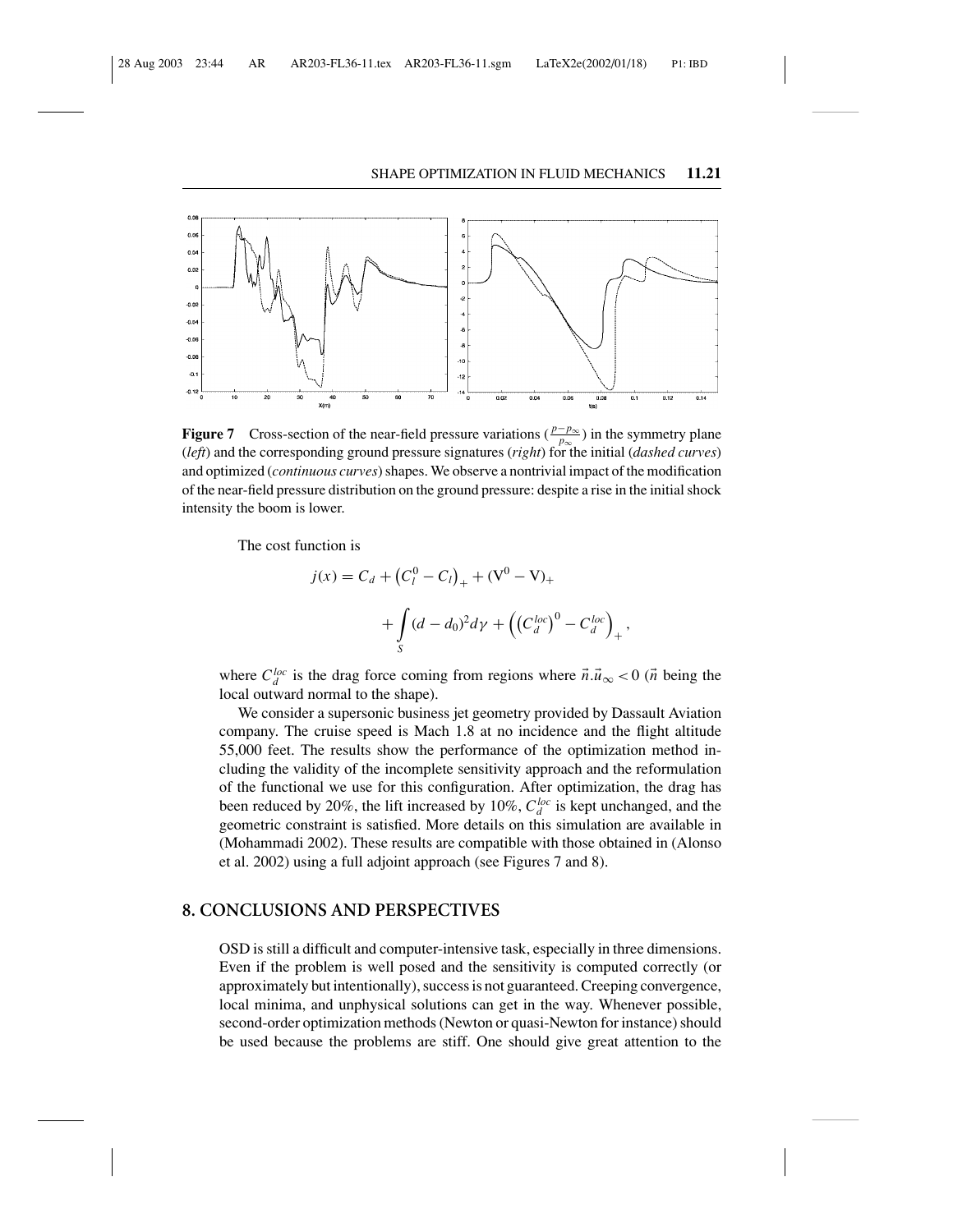**Figure 7** Cross-section of the near-field pressure variations ($\frac{p-p_\infty}{p_\infty}$) in the symmetry plane (*left*) and the corresponding ground pressure signatures (*right*) for the initial (*dashed curves*) and optimized (*continuous curves*) shapes. We observe a nontrivial impact of the modification of the near-field pressure distribution on the ground pressure: despite a rise in the initial shock intensity the boom is lower.

The cost function is

$$j(x) = C_d + \left(C_l^0 - C_l\right)_+ + (\mathrm{V}^0 - \mathrm{V})_+ + \int_S (d - d_0)^2 d\gamma + \left(\left(C_d^{loc}\right)^0 - C_d^{loc}\right)_+,$$

where $C_d^{loc}$ is the drag force coming from regions where $\vec{n}.\vec{u}_\infty < 0$ ($\vec{n}$ being the local outward normal to the shape).

We consider a supersonic business jet geometry provided by Dassault Aviation company. The cruise speed is Mach 1.8 at no incidence and the flight altitude 55,000 feet. The results show the performance of the optimization method including the validity of the incomplete sensitivity approach and the reformulation of the functional we use for this configuration. After optimization, the drag has been reduced by 20%, the lift increased by 10%, $C_d^{loc}$ is kept unchanged, and the geometric constraint is satisfied. More details on this simulation are available in (Mohammadi 2002). These results are compatible with those obtained in (Alonso et al. 2002) using a full adjoint approach (see Figures 7 and 8).

## 8. CONCLUSIONS AND PERSPECTIVES

OSD is still a difficult and computer-intensive task, especially in three dimensions. Even if the problem is well posed and the sensitivity is computed correctly (or approximately but intentionally), success is not guaranteed. Creeping convergence, local minima, and unphysical solutions can get in the way. Whenever possible, second-order optimization methods (Newton or quasi-Newton for instance) should be used because the problems are stiff. One should give great attention to the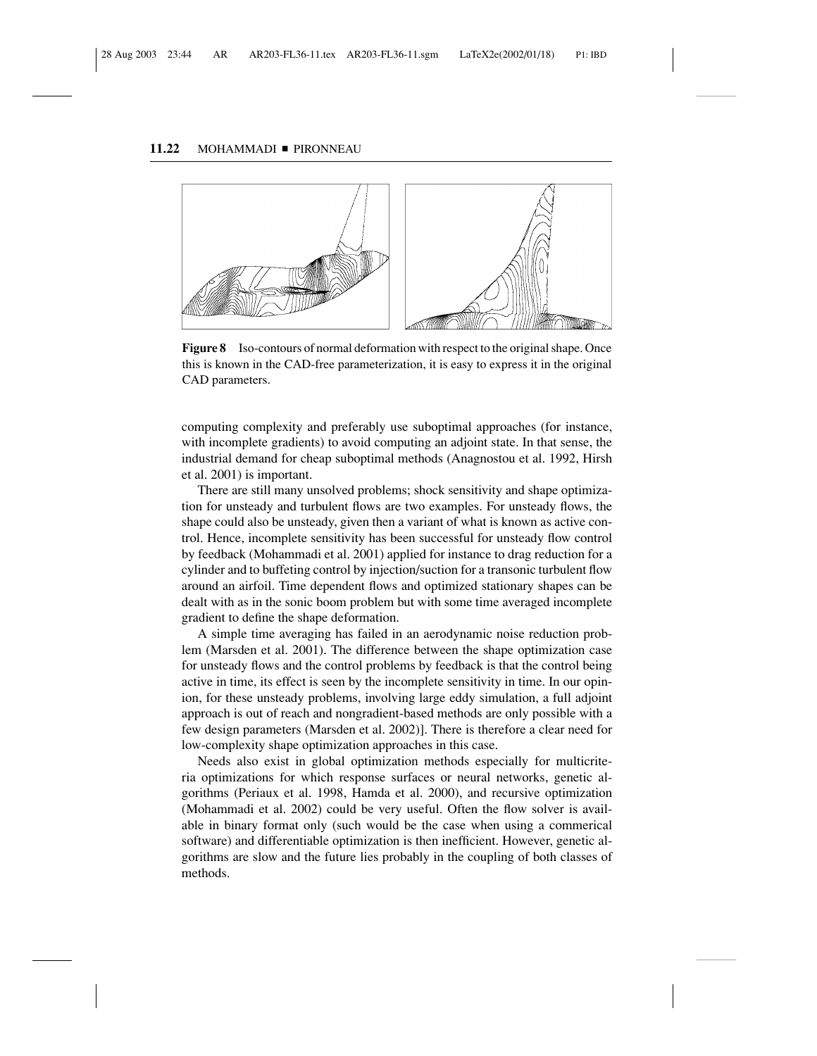**Figure 8** Iso-contours of normal deformation with respect to the original shape. Once this is known in the CAD-free parameterization, it is easy to express it in the original CAD parameters.

computing complexity and preferably use suboptimal approaches (for instance, with incomplete gradients) to avoid computing an adjoint state. In that sense, the industrial demand for cheap suboptimal methods (Anagnostou et al. 1992, Hirsh et al. 2001) is important.

There are still many unsolved problems; shock sensitivity and shape optimization for unsteady and turbulent flows are two examples. For unsteady flows, the shape could also be unsteady, given then a variant of what is known as active control. Hence, incomplete sensitivity has been successful for unsteady flow control by feedback (Mohammadi et al. 2001) applied for instance to drag reduction for a cylinder and to buffeting control by injection/suction for a transonic turbulent flow around an airfoil. Time dependent flows and optimized stationary shapes can be dealt with as in the sonic boom problem but with some time averaged incomplete gradient to define the shape deformation.

A simple time averaging has failed in an aerodynamic noise reduction problem (Marsden et al. 2001). The difference between the shape optimization case for unsteady flows and the control problems by feedback is that the control being active in time, its effect is seen by the incomplete sensitivity in time. In our opinion, for these unsteady problems, involving large eddy simulation, a full adjoint approach is out of reach and nongradient-based methods are only possible with a few design parameters (Marsden et al. 2002)]. There is therefore a clear need for low-complexity shape optimization approaches in this case.

Needs also exist in global optimization methods especially for multicriteria optimizations for which response surfaces or neural networks, genetic algorithms (Periaux et al. 1998, Hamda et al. 2000), and recursive optimization (Mohammadi et al. 2002) could be very useful. Often the flow solver is available in binary format only (such would be the case when using a commerical software) and differentiable optimization is then inefficient. However, genetic algorithms are slow and the future lies probably in the coupling of both classes of methods.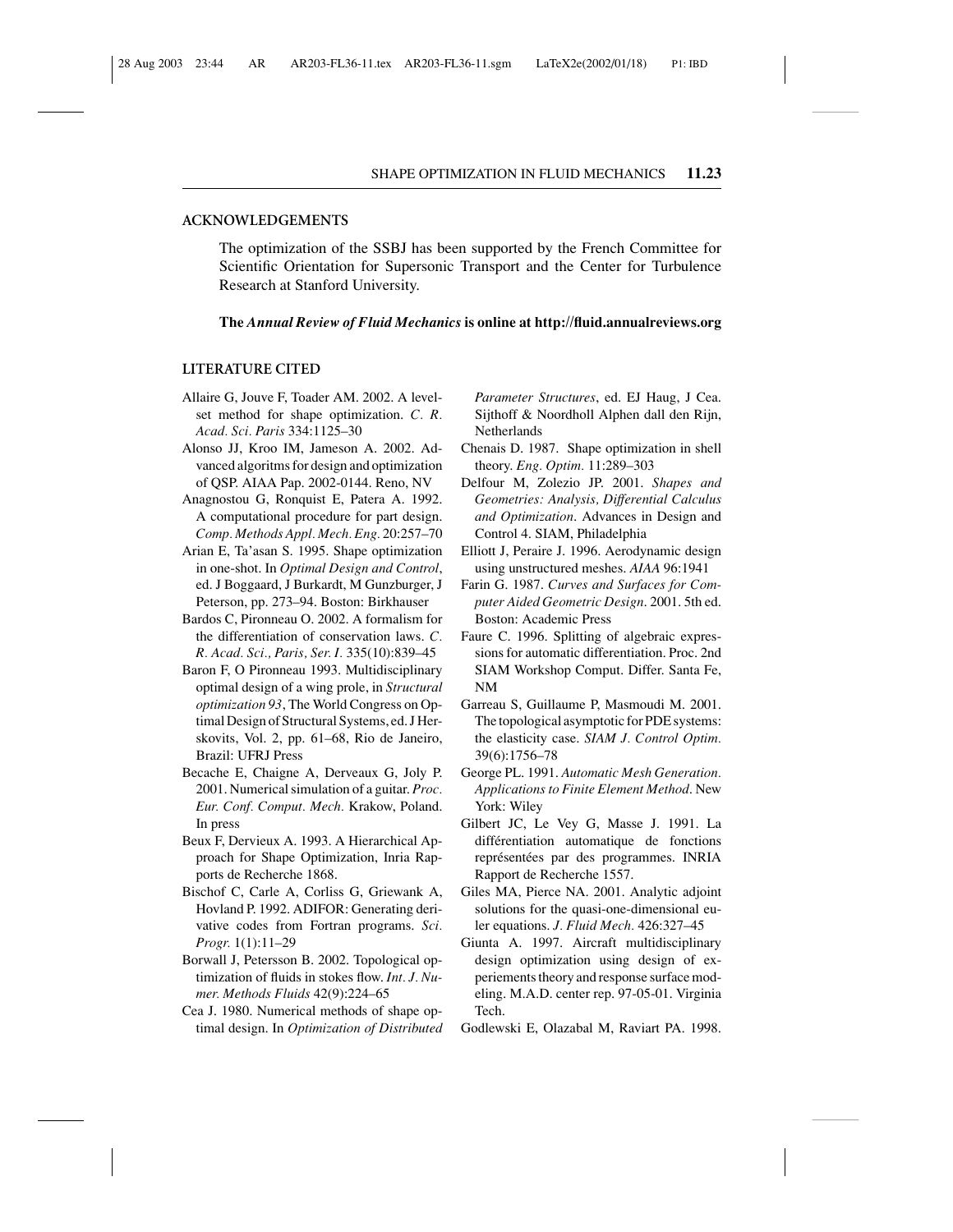## ACKNOWLEDGEMENTS

The optimization of the SSBJ has been supported by the French Committee for Scientific Orientation for Supersonic Transport and the Center for Turbulence Research at Stanford University.

**The *Annual Review of Fluid Mechanics* is online at http://fluid.annualreviews.org**

## LITERATURE CITED

Allaire G, Jouve F, Toader AM. 2002. A level-set method for shape optimization. *C. R. Acad. Sci. Paris* 334:1125–30

Alonso JJ, Kroo IM, Jameson A. 2002. Advanced algoritms for design and optimization of QSP. AIAA Pap. 2002-0144. Reno, NV

Anagnostou G, Ronquist E, Patera A. 1992. A computational procedure for part design. *Comp. Methods Appl. Mech. Eng.* 20:257–70

Arian E, Ta'asan S. 1995. Shape optimization in one-shot. In *Optimal Design and Control*, ed. J Boggaard, J Burkardt, M Gunzburger, J Peterson, pp. 273–94. Boston: Birkhauser

Bardos C, Pironneau O. 2002. A formalism for the differentiation of conservation laws. *C. R. Acad. Sci., Paris, Ser. I.* 335(10):839–45

Baron F, O Pironneau 1993. Multidisciplinary optimal design of a wing prole, in *Structural optimization 93*, The World Congress on Optimal Design of Structural Systems, ed. J Herskovits, Vol. 2, pp. 61–68, Rio de Janeiro, Brazil: UFRJ Press

Becache E, Chaigne A, Derveaux G, Joly P. 2001. Numerical simulation of a guitar. *Proc. Eur. Conf. Comput. Mech.* Krakow, Poland. In press

Beux F, Dervieux A. 1993. A Hierarchical Approach for Shape Optimization, Inria Rapports de Recherche 1868.

Bischof C, Carle A, Corliss G, Griewank A, Hovland P. 1992. ADIFOR: Generating derivative codes from Fortran programs. *Sci. Progr.* 1(1):11–29

Borwall J, Petersson B. 2002. Topological optimization of fluids in stokes flow. *Int. J. Numer. Methods Fluids* 42(9):224–65

Cea J. 1980. Numerical methods of shape optimal design. In *Optimization of Distributed Parameter Structures*, ed. EJ Haug, J Cea. Sijthoff & Noordholl Alphen dall den Rijn, Netherlands

Chenais D. 1987. Shape optimization in shell theory. *Eng. Optim.* 11:289–303

Delfour M, Zolezio JP. 2001. *Shapes and Geometries: Analysis, Differential Calculus and Optimization*. Advances in Design and Control 4. SIAM, Philadelphia

Elliott J, Peraire J. 1996. Aerodynamic design using unstructured meshes. *AIAA* 96:1941

Farin G. 1987. *Curves and Surfaces for Computer Aided Geometric Design*. 2001. 5th ed. Boston: Academic Press

Faure C. 1996. Splitting of algebraic expressions for automatic differentiation. Proc. 2nd SIAM Workshop Comput. Differ. Santa Fe, NM

Garreau S, Guillaume P, Masmoudi M. 2001. The topological asymptotic for PDE systems: the elasticity case. *SIAM J. Control Optim.* 39(6):1756–78

George PL. 1991. *Automatic Mesh Generation. Applications to Finite Element Method*. New York: Wiley

Gilbert JC, Le Vey G, Masse J. 1991. La différentiation automatique de fonctions représentées par des programmes. INRIA Rapport de Recherche 1557.

Giles MA, Pierce NA. 2001. Analytic adjoint solutions for the quasi-one-dimensional euler equations. *J. Fluid Mech.* 426:327–45

Giunta A. 1997. Aircraft multidisciplinary design optimization using design of experiements theory and response surface modeling. M.A.D. center rep. 97-05-01. Virginia Tech.

Godlewski E, Olazabal M, Raviart PA. 1998.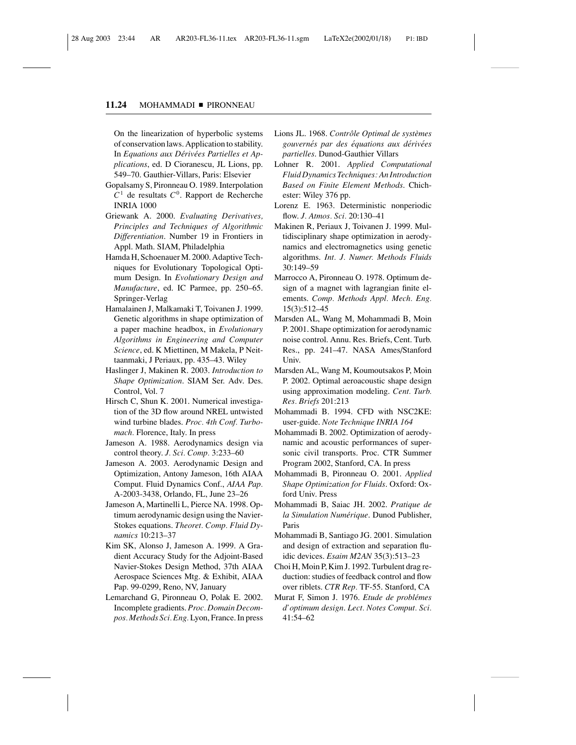On the linearization of hyperbolic systems of conservation laws. Application to stability. In *Equations aux Dérivées Partielles et Applications*, ed. D Cioranescu, JL Lions, pp. 549–70. Gauthier-Villars, Paris: Elsevier

Gopalsamy S, Pironneau O. 1989. Interpolation $C^1$ de resultats $C^0$. Rapport de Recherche INRIA 1000

Griewank A. 2000. *Evaluating Derivatives, Principles and Techniques of Algorithmic Differentiation*. Number 19 in Frontiers in Appl. Math. SIAM, Philadelphia

Hamda H, Schoenauer M. 2000. Adaptive Techniques for Evolutionary Topological Optimum Design. In *Evolutionary Design and Manufacture*, ed. IC Parmee, pp. 250–65. Springer-Verlag

Hamalainen J, Malkamaki T, Toivanen J. 1999. Genetic algorithms in shape optimization of a paper machine headbox, in *Evolutionary Algorithms in Engineering and Computer Science*, ed. K Miettinen, M Makela, P Neittaanmaki, J Periaux, pp. 435–43. Wiley

Haslinger J, Makinen R. 2003. *Introduction to Shape Optimization*. SIAM Ser. Adv. Des. Control, Vol. 7

Hirsch C, Shun K. 2001. Numerical investigation of the 3D flow around NREL untwisted wind turbine blades. *Proc. 4th Conf. Turbomach.* Florence, Italy. In press

Jameson A. 1988. Aerodynamics design via control theory. *J. Sci. Comp.* 3:233–60

Jameson A. 2003. Aerodynamic Design and Optimization, Antony Jameson, 16th AIAA Comput. Fluid Dynamics Conf., *AIAA Pap.* A-2003-3438, Orlando, FL, June 23–26

Jameson A, Martinelli L, Pierce NA. 1998. Optimum aerodynamic design using the Navier-Stokes equations. *Theoret. Comp. Fluid Dynamics* 10:213–37

Kim SK, Alonso J, Jameson A. 1999. A Gradient Accuracy Study for the Adjoint-Based Navier-Stokes Design Method, 37th AIAA Aerospace Sciences Mtg. & Exhibit, AIAA Pap. 99-0299, Reno, NV, January

Lemarchand G, Pironneau O, Polak E. 2002. Incomplete gradients. *Proc. Domain Decompos. Methods Sci. Eng.* Lyon, France. In press

Lions JL. 1968. *Contrôle Optimal de systèmes gouvernés par des équations aux dérivées partielles*. Dunod-Gauthier Villars

Lohner R. 2001. *Applied Computational Fluid Dynamics Techniques: An Introduction Based on Finite Element Methods*. Chichester: Wiley 376 pp.

Lorenz E. 1963. Deterministic nonperiodic flow. *J. Atmos. Sci.* 20:130–41

Makinen R, Periaux J, Toivanen J. 1999. Multidisciplinary shape optimization in aerodynamics and electromagnetics using genetic algorithms. *Int. J. Numer. Methods Fluids* 30:149–59

Marrocco A, Pironneau O. 1978. Optimum design of a magnet with lagrangian finite elements. *Comp. Methods Appl. Mech. Eng.* 15(3):512–45

Marsden AL, Wang M, Mohammadi B, Moin P. 2001. Shape optimization for aerodynamic noise control. Annu. Res. Briefs, Cent. Turb. Res., pp. 241–47. NASA Ames/Stanford Univ.

Marsden AL, Wang M, Koumoutsakos P, Moin P. 2002. Optimal aeroacoustic shape design using approximation modeling. *Cent. Turb. Res. Briefs* 201:213

Mohammadi B. 1994. CFD with NSC2KE: user-guide. *Note Technique INRIA 164*

Mohammadi B. 2002. Optimization of aerodynamic and acoustic performances of supersonic civil transports. Proc. CTR Summer Program 2002, Stanford, CA. In press

Mohammadi B, Pironneau O. 2001. *Applied Shape Optimization for Fluids*. Oxford: Oxford Univ. Press

Mohammadi B, Saiac JH. 2002. *Pratique de la Simulation Numérique*. Dunod Publisher, Paris

Mohammadi B, Santiago JG. 2001. Simulation and design of extraction and separation fluidic devices. *Esaim M2AN* 35(3):513–23

Choi H, Moin P, Kim J. 1992. Turbulent drag reduction: studies of feedback control and flow over riblets. *CTR Rep.* TF-55. Stanford, CA

Murat F, Simon J. 1976. *Etude de problémes d'optimum design*. *Lect. Notes Comput. Sci.* 41:54–62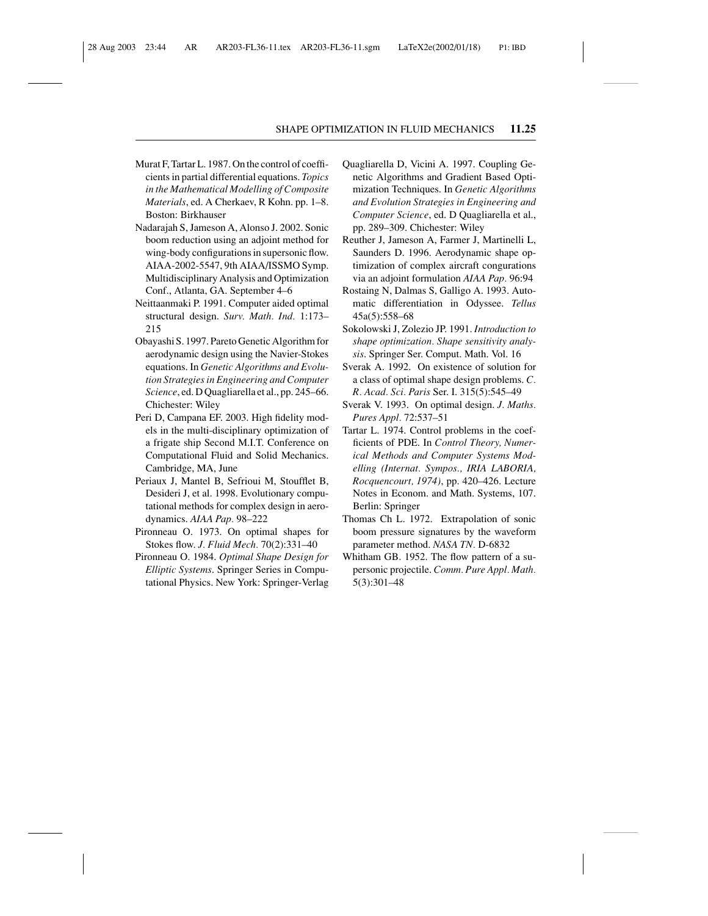Murat F, Tartar L. 1987. On the control of coefficients in partial differential equations. *Topics in the Mathematical Modelling of Composite Materials*, ed. A Cherkaev, R Kohn. pp. 1–8. Boston: Birkhauser

Nadarajah S, Jameson A, Alonso J. 2002. Sonic boom reduction using an adjoint method for wing-body configurations in supersonic flow. AIAA-2002-5547, 9th AIAA/ISSMO Symp. Multidisciplinary Analysis and Optimization Conf., Atlanta, GA. September 4–6

Neittaanmaki P. 1991. Computer aided optimal structural design. *Surv. Math. Ind.* 1:173–215

Obayashi S. 1997. Pareto Genetic Algorithm for aerodynamic design using the Navier-Stokes equations. In *Genetic Algorithms and Evolution Strategies in Engineering and Computer Science*, ed. D Quagliarella et al., pp. 245–66. Chichester: Wiley

Peri D, Campana EF. 2003. High fidelity models in the multi-disciplinary optimization of a frigate ship Second M.I.T. Conference on Computational Fluid and Solid Mechanics. Cambridge, MA, June

Periaux J, Mantel B, Sefrioui M, Stoufflet B, Desideri J, et al. 1998. Evolutionary computational methods for complex design in aerodynamics. *AIAA Pap.* 98–222

Pironneau O. 1973. On optimal shapes for Stokes flow. *J. Fluid Mech.* 70(2):331–40

Pironneau O. 1984. *Optimal Shape Design for Elliptic Systems*. Springer Series in Computational Physics. New York: Springer-Verlag

Quagliarella D, Vicini A. 1997. Coupling Genetic Algorithms and Gradient Based Optimization Techniques. In *Genetic Algorithms and Evolution Strategies in Engineering and Computer Science*, ed. D Quagliarella et al., pp. 289–309. Chichester: Wiley

Reuther J, Jameson A, Farmer J, Martinelli L, Saunders D. 1996. Aerodynamic shape optimization of complex aircraft congurations via an adjoint formulation *AIAA Pap.* 96:94

Rostaing N, Dalmas S, Galligo A. 1993. Automatic differentiation in Odyssee. *Tellus* 45a(5):558–68

Sokolowski J, Zolezio JP. 1991. *Introduction to shape optimization. Shape sensitivity analysis*. Springer Ser. Comput. Math. Vol. 16

Sverak A. 1992. On existence of solution for a class of optimal shape design problems. *C. R. Acad. Sci. Paris* Ser. I. 315(5):545–49

Sverak V. 1993. On optimal design. *J. Maths. Pures Appl.* 72:537–51

Tartar L. 1974. Control problems in the coefficients of PDE. In *Control Theory, Numerical Methods and Computer Systems Modelling (Internat. Sympos., IRIA LABORIA, Rocquencourt, 1974)*, pp. 420–426. Lecture Notes in Econom. and Math. Systems, 107. Berlin: Springer

Thomas Ch L. 1972. Extrapolation of sonic boom pressure signatures by the waveform parameter method. *NASA TN.* D-6832

Whitham GB. 1952. The flow pattern of a supersonic projectile. *Comm. Pure Appl. Math.* 5(3):301–48